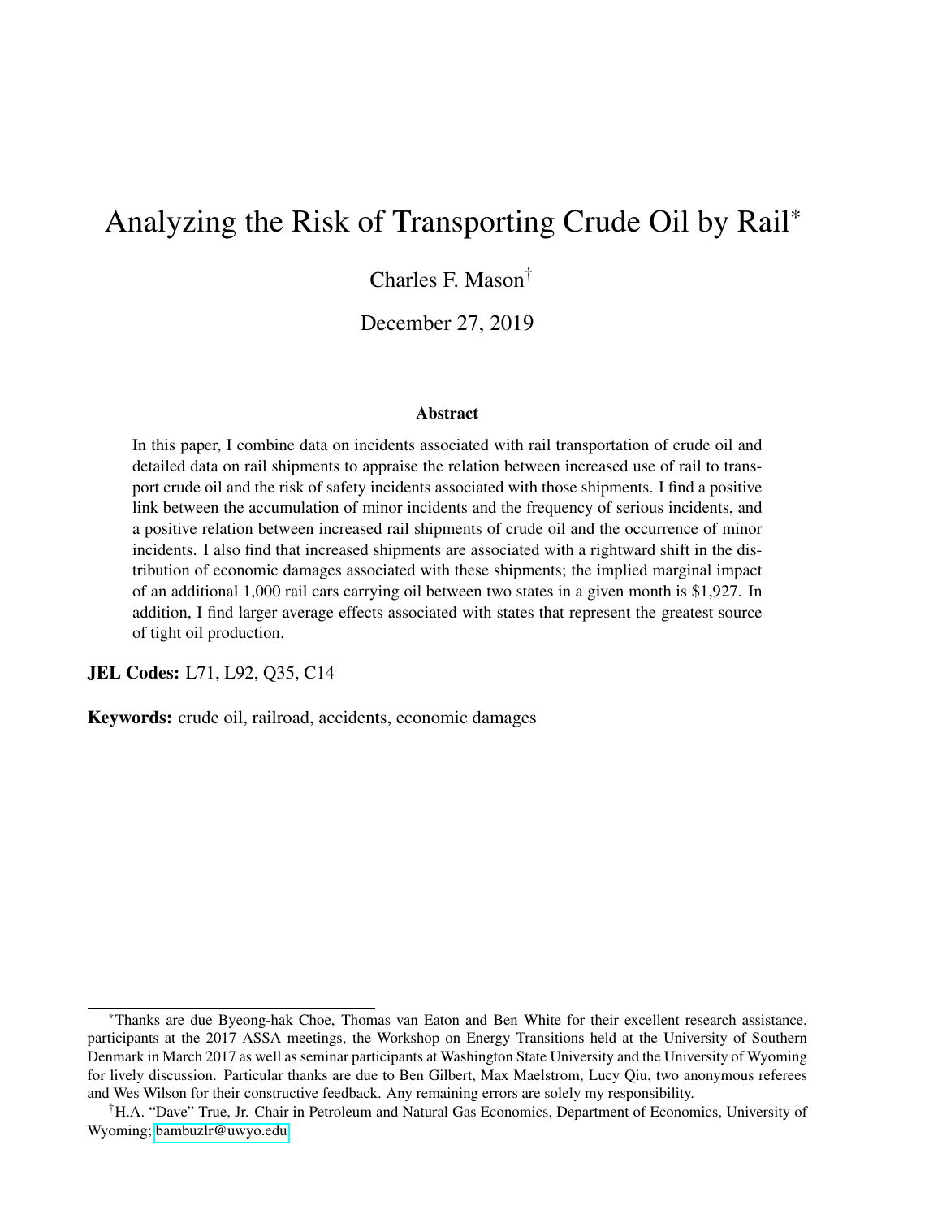# Analyzing the Risk of Transporting Crude Oil by Rail*

Charles F. Mason†

December 27, 2019

### Abstract

In this paper, I combine data on incidents associated with rail transportation of crude oil and detailed data on rail shipments to appraise the relation between increased use of rail to transport crude oil and the risk of safety incidents associated with those shipments. I find a positive link between the accumulation of minor incidents and the frequency of serious incidents, and a positive relation between increased rail shipments of crude oil and the occurrence of minor incidents. I also find that increased shipments are associated with a rightward shift in the distribution of economic damages associated with these shipments; the implied marginal impact of an additional 1,000 rail cars carrying oil between two states in a given month is $1,927. In addition, I find larger average effects associated with states that represent the greatest source of tight oil production.

**JEL Codes:** L71, L92, Q35, C14

**Keywords:** crude oil, railroad, accidents, economic damages

---

*Thanks are due Byeong-hak Choe, Thomas van Eaton and Ben White for their excellent research assistance, participants at the 2017 ASSA meetings, the Workshop on Energy Transitions held at the University of Southern Denmark in March 2017 as well as seminar participants at Washington State University and the University of Wyoming for lively discussion. Particular thanks are due to Ben Gilbert, Max Maelstrom, Lucy Qiu, two anonymous referees and Wes Wilson for their constructive feedback. Any remaining errors are solely my responsibility.

†H.A. "Dave" True, Jr. Chair in Petroleum and Natural Gas Economics, Department of Economics, University of Wyoming; bambuzlr@uwyo.edu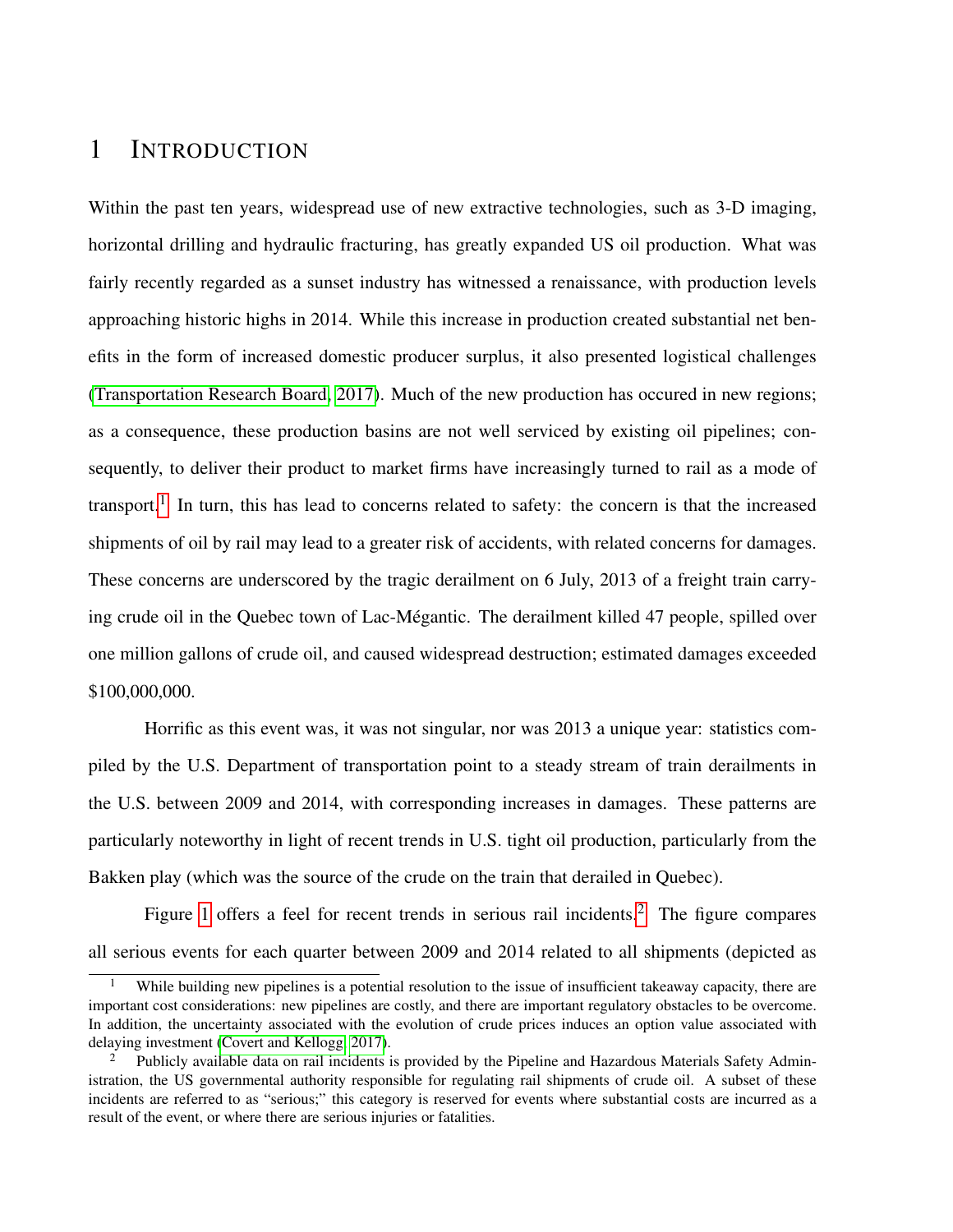# 1 Introduction

Within the past ten years, widespread use of new extractive technologies, such as 3-D imaging, horizontal drilling and hydraulic fracturing, has greatly expanded US oil production. What was fairly recently regarded as a sunset industry has witnessed a renaissance, with production levels approaching historic highs in 2014. While this increase in production created substantial net benefits in the form of increased domestic producer surplus, it also presented logistical challenges (Transportation Research Board, 2017). Much of the new production has occured in new regions; as a consequence, these production basins are not well serviced by existing oil pipelines; consequently, to deliver their product to market firms have increasingly turned to rail as a mode of transport.[1] In turn, this has lead to concerns related to safety: the concern is that the increased shipments of oil by rail may lead to a greater risk of accidents, with related concerns for damages. These concerns are underscored by the tragic derailment on 6 July, 2013 of a freight train carrying crude oil in the Quebec town of Lac-Mégantic. The derailment killed 47 people, spilled over one million gallons of crude oil, and caused widespread destruction; estimated damages exceeded $100,000,000.

Horrific as this event was, it was not singular, nor was 2013 a unique year: statistics compiled by the U.S. Department of transportation point to a steady stream of train derailments in the U.S. between 2009 and 2014, with corresponding increases in damages. These patterns are particularly noteworthy in light of recent trends in U.S. tight oil production, particularly from the Bakken play (which was the source of the crude on the train that derailed in Quebec).

Figure 1 offers a feel for recent trends in serious rail incidents.[2] The figure compares all serious events for each quarter between 2009 and 2014 related to all shipments (depicted as

[1] While building new pipelines is a potential resolution to the issue of insufficient takeaway capacity, there are important cost considerations: new pipelines are costly, and there are important regulatory obstacles to be overcome. In addition, the uncertainty associated with the evolution of crude prices induces an option value associated with delaying investment (Covert and Kellogg, 2017).

[2] Publicly available data on rail incidents is provided by the Pipeline and Hazardous Materials Safety Administration, the US governmental authority responsible for regulating rail shipments of crude oil. A subset of these incidents are referred to as "serious;" this category is reserved for events where substantial costs are incurred as a result of the event, or where there are serious injuries or fatalities.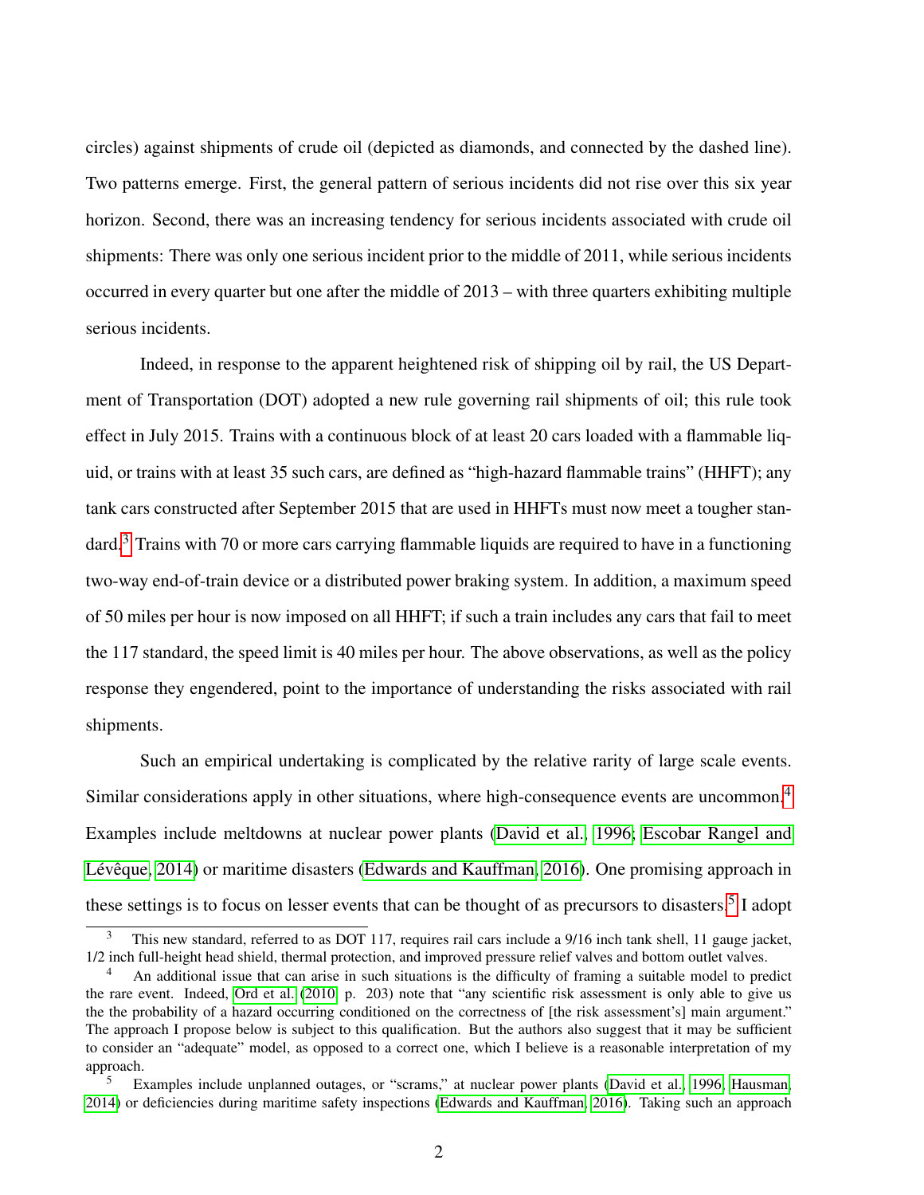circles) against shipments of crude oil (depicted as diamonds, and connected by the dashed line). Two patterns emerge. First, the general pattern of serious incidents did not rise over this six year horizon. Second, there was an increasing tendency for serious incidents associated with crude oil shipments: There was only one serious incident prior to the middle of 2011, while serious incidents occurred in every quarter but one after the middle of 2013 – with three quarters exhibiting multiple serious incidents.

Indeed, in response to the apparent heightened risk of shipping oil by rail, the US Department of Transportation (DOT) adopted a new rule governing rail shipments of oil; this rule took effect in July 2015. Trains with a continuous block of at least 20 cars loaded with a flammable liquid, or trains with at least 35 such cars, are defined as "high-hazard flammable trains" (HHFT); any tank cars constructed after September 2015 that are used in HHFTs must now meet a tougher standard.[3] Trains with 70 or more cars carrying flammable liquids are required to have in a functioning two-way end-of-train device or a distributed power braking system. In addition, a maximum speed of 50 miles per hour is now imposed on all HHFT; if such a train includes any cars that fail to meet the 117 standard, the speed limit is 40 miles per hour. The above observations, as well as the policy response they engendered, point to the importance of understanding the risks associated with rail shipments.

Such an empirical undertaking is complicated by the relative rarity of large scale events. Similar considerations apply in other situations, where high-consequence events are uncommon.[4] Examples include meltdowns at nuclear power plants (David et al., 1996; Escobar Rangel and Lévêque, 2014) or maritime disasters (Edwards and Kauffman, 2016). One promising approach in these settings is to focus on lesser events that can be thought of as precursors to disasters.[5] I adopt

[3] This new standard, referred to as DOT 117, requires rail cars include a 9/16 inch tank shell, 11 gauge jacket, 1/2 inch full-height head shield, thermal protection, and improved pressure relief valves and bottom outlet valves.

[4] An additional issue that can arise in such situations is the difficulty of framing a suitable model to predict the rare event. Indeed, Ord et al. (2010, p. 203) note that "any scientific risk assessment is only able to give us the the probability of a hazard occurring conditioned on the correctness of [the risk assessment's] main argument." The approach I propose below is subject to this qualification. But the authors also suggest that it may be sufficient to consider an "adequate" model, as opposed to a correct one, which I believe is a reasonable interpretation of my approach.

[5] Examples include unplanned outages, or "scrams," at nuclear power plants (David et al., 1996; Hausman, 2014) or deficiencies during maritime safety inspections (Edwards and Kauffman, 2016). Taking such an approach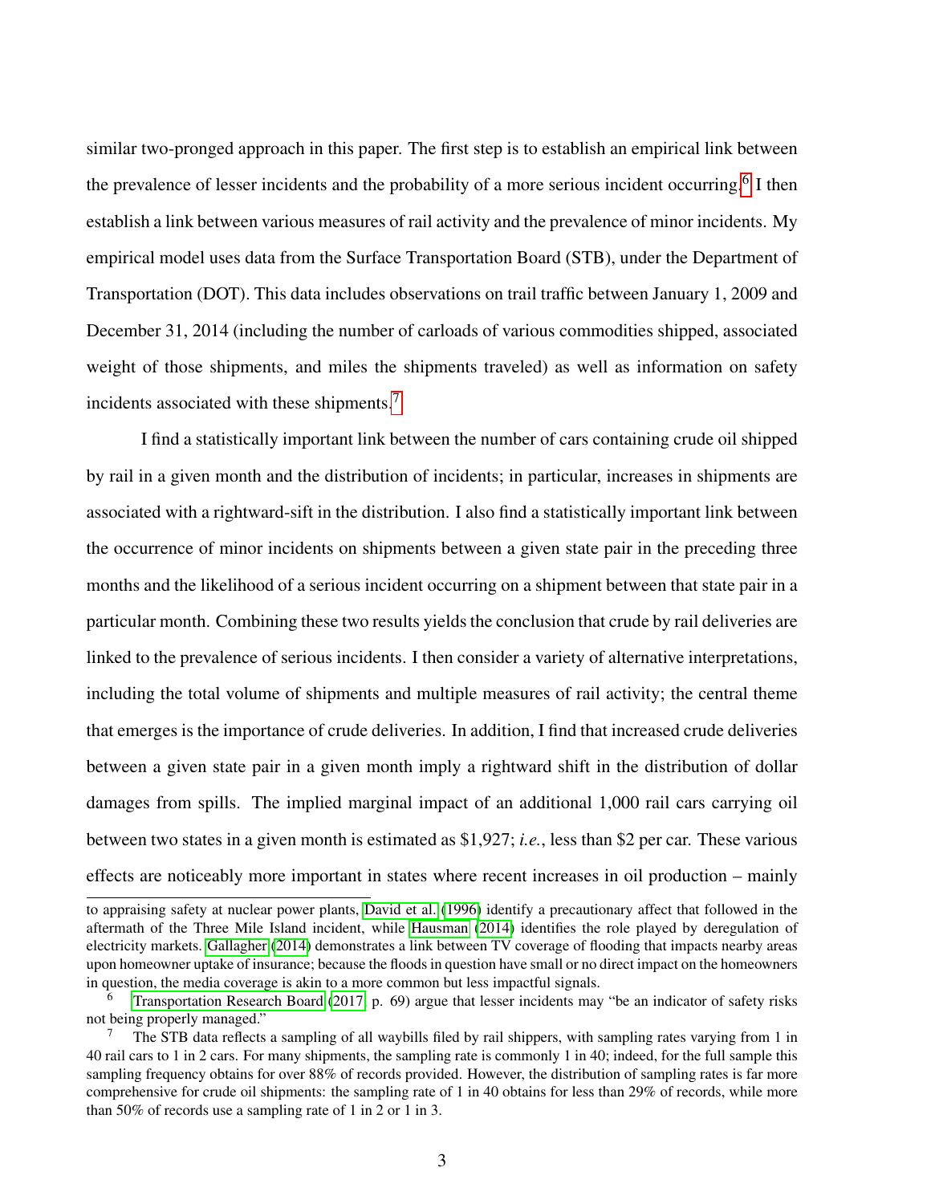similar two-pronged approach in this paper. The first step is to establish an empirical link between the prevalence of lesser incidents and the probability of a more serious incident occurring.[6] I then establish a link between various measures of rail activity and the prevalence of minor incidents. My empirical model uses data from the Surface Transportation Board (STB), under the Department of Transportation (DOT). This data includes observations on trail traffic between January 1, 2009 and December 31, 2014 (including the number of carloads of various commodities shipped, associated weight of those shipments, and miles the shipments traveled) as well as information on safety incidents associated with these shipments.[7]

I find a statistically important link between the number of cars containing crude oil shipped by rail in a given month and the distribution of incidents; in particular, increases in shipments are associated with a rightward-sift in the distribution. I also find a statistically important link between the occurrence of minor incidents on shipments between a given state pair in the preceding three months and the likelihood of a serious incident occurring on a shipment between that state pair in a particular month. Combining these two results yields the conclusion that crude by rail deliveries are linked to the prevalence of serious incidents. I then consider a variety of alternative interpretations, including the total volume of shipments and multiple measures of rail activity; the central theme that emerges is the importance of crude deliveries. In addition, I find that increased crude deliveries between a given state pair in a given month imply a rightward shift in the distribution of dollar damages from spills. The implied marginal impact of an additional 1,000 rail cars carrying oil between two states in a given month is estimated as $1,927; *i.e.*, less than $2 per car. These various effects are noticeably more important in states where recent increases in oil production – mainly

---

to appraising safety at nuclear power plants, David et al. (1996) identify a precautionary affect that followed in the aftermath of the Three Mile Island incident, while Hausman (2014) identifies the role played by deregulation of electricity markets. Gallagher (2014) demonstrates a link between TV coverage of flooding that impacts nearby areas upon homeowner uptake of insurance; because the floods in question have small or no direct impact on the homeowners in question, the media coverage is akin to a more common but less impactful signals.

[6] Transportation Research Board (2017, p. 69) argue that lesser incidents may "be an indicator of safety risks not being properly managed."

[7] The STB data reflects a sampling of all waybills filed by rail shippers, with sampling rates varying from 1 in 40 rail cars to 1 in 2 cars. For many shipments, the sampling rate is commonly 1 in 40; indeed, for the full sample this sampling frequency obtains for over 88% of records provided. However, the distribution of sampling rates is far more comprehensive for crude oil shipments: the sampling rate of 1 in 40 obtains for less than 29% of records, while more than 50% of records use a sampling rate of 1 in 2 or 1 in 3.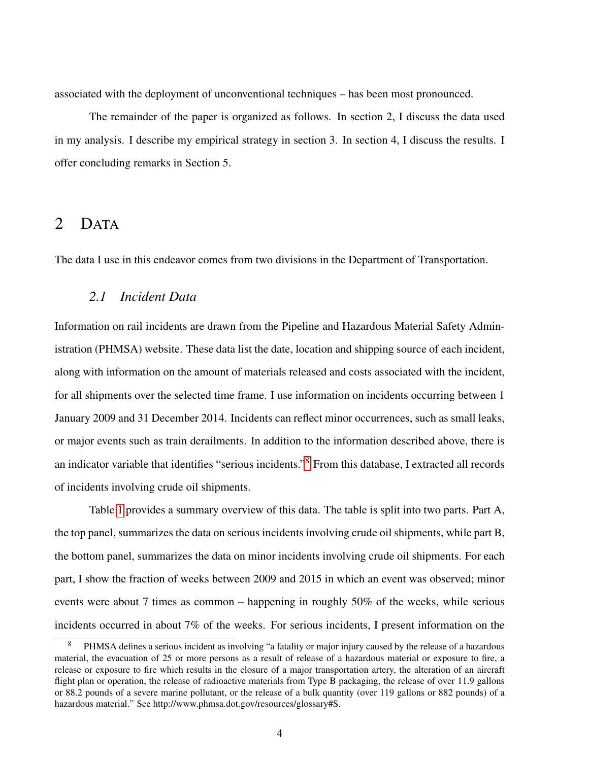associated with the deployment of unconventional techniques – has been most pronounced.

The remainder of the paper is organized as follows. In section 2, I discuss the data used in my analysis. I describe my empirical strategy in section 3. In section 4, I discuss the results. I offer concluding remarks in Section 5.

## 2 Data

The data I use in this endeavor comes from two divisions in the Department of Transportation.

### *2.1 Incident Data*

Information on rail incidents are drawn from the Pipeline and Hazardous Material Safety Administration (PHMSA) website. These data list the date, location and shipping source of each incident, along with information on the amount of materials released and costs associated with the incident, for all shipments over the selected time frame. I use information on incidents occurring between 1 January 2009 and 31 December 2014. Incidents can reflect minor occurrences, such as small leaks, or major events such as train derailments. In addition to the information described above, there is an indicator variable that identifies "serious incidents."[8] From this database, I extracted all records of incidents involving crude oil shipments.

Table 1 provides a summary overview of this data. The table is split into two parts. Part A, the top panel, summarizes the data on serious incidents involving crude oil shipments, while part B, the bottom panel, summarizes the data on minor incidents involving crude oil shipments. For each part, I show the fraction of weeks between 2009 and 2015 in which an event was observed; minor events were about 7 times as common – happening in roughly 50% of the weeks, while serious incidents occurred in about 7% of the weeks. For serious incidents, I present information on the

[8] PHMSA defines a serious incident as involving "a fatality or major injury caused by the release of a hazardous material, the evacuation of 25 or more persons as a result of release of a hazardous material or exposure to fire, a release or exposure to fire which results in the closure of a major transportation artery, the alteration of an aircraft flight plan or operation, the release of radioactive materials from Type B packaging, the release of over 11.9 gallons or 88.2 pounds of a severe marine pollutant, or the release of a bulk quantity (over 119 gallons or 882 pounds) of a hazardous material." See http://www.phmsa.dot.gov/resources/glossary#S.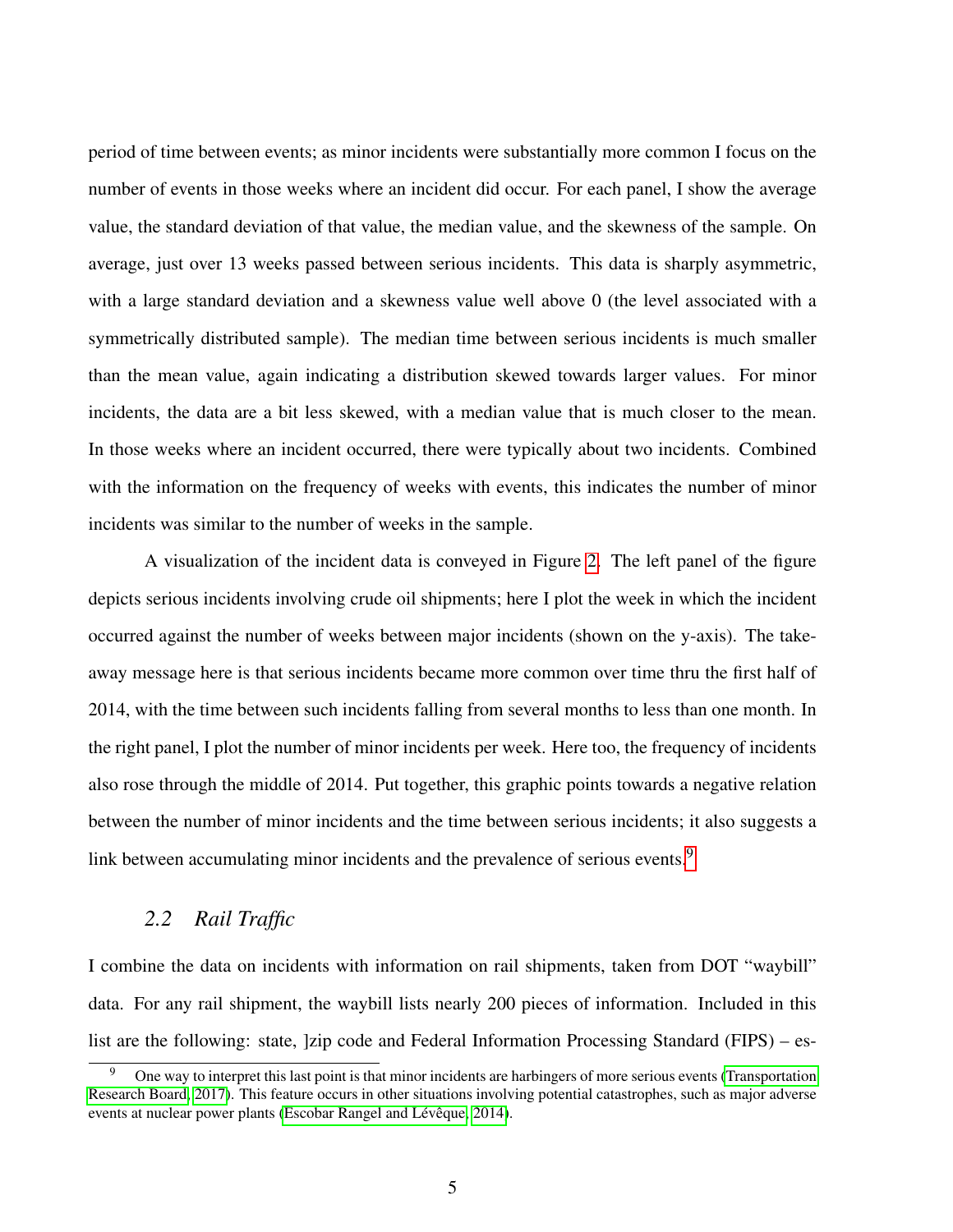period of time between events; as minor incidents were substantially more common I focus on the number of events in those weeks where an incident did occur. For each panel, I show the average value, the standard deviation of that value, the median value, and the skewness of the sample. On average, just over 13 weeks passed between serious incidents. This data is sharply asymmetric, with a large standard deviation and a skewness value well above 0 (the level associated with a symmetrically distributed sample). The median time between serious incidents is much smaller than the mean value, again indicating a distribution skewed towards larger values. For minor incidents, the data are a bit less skewed, with a median value that is much closer to the mean. In those weeks where an incident occurred, there were typically about two incidents. Combined with the information on the frequency of weeks with events, this indicates the number of minor incidents was similar to the number of weeks in the sample.

A visualization of the incident data is conveyed in Figure 2. The left panel of the figure depicts serious incidents involving crude oil shipments; here I plot the week in which the incident occurred against the number of weeks between major incidents (shown on the y-axis). The take-away message here is that serious incidents became more common over time thru the first half of 2014, with the time between such incidents falling from several months to less than one month. In the right panel, I plot the number of minor incidents per week. Here too, the frequency of incidents also rose through the middle of 2014. Put together, this graphic points towards a negative relation between the number of minor incidents and the time between serious incidents; it also suggests a link between accumulating minor incidents and the prevalence of serious events.[9]

### 2.2 *Rail Traffic*

I combine the data on incidents with information on rail shipments, taken from DOT "waybill" data. For any rail shipment, the waybill lists nearly 200 pieces of information. Included in this list are the following: state, ]zip code and Federal Information Processing Standard (FIPS) – es-

[9] One way to interpret this last point is that minor incidents are harbingers of more serious events (Transportation Research Board, 2017). This feature occurs in other situations involving potential catastrophes, such as major adverse events at nuclear power plants (Escobar Rangel and Lévêque, 2014).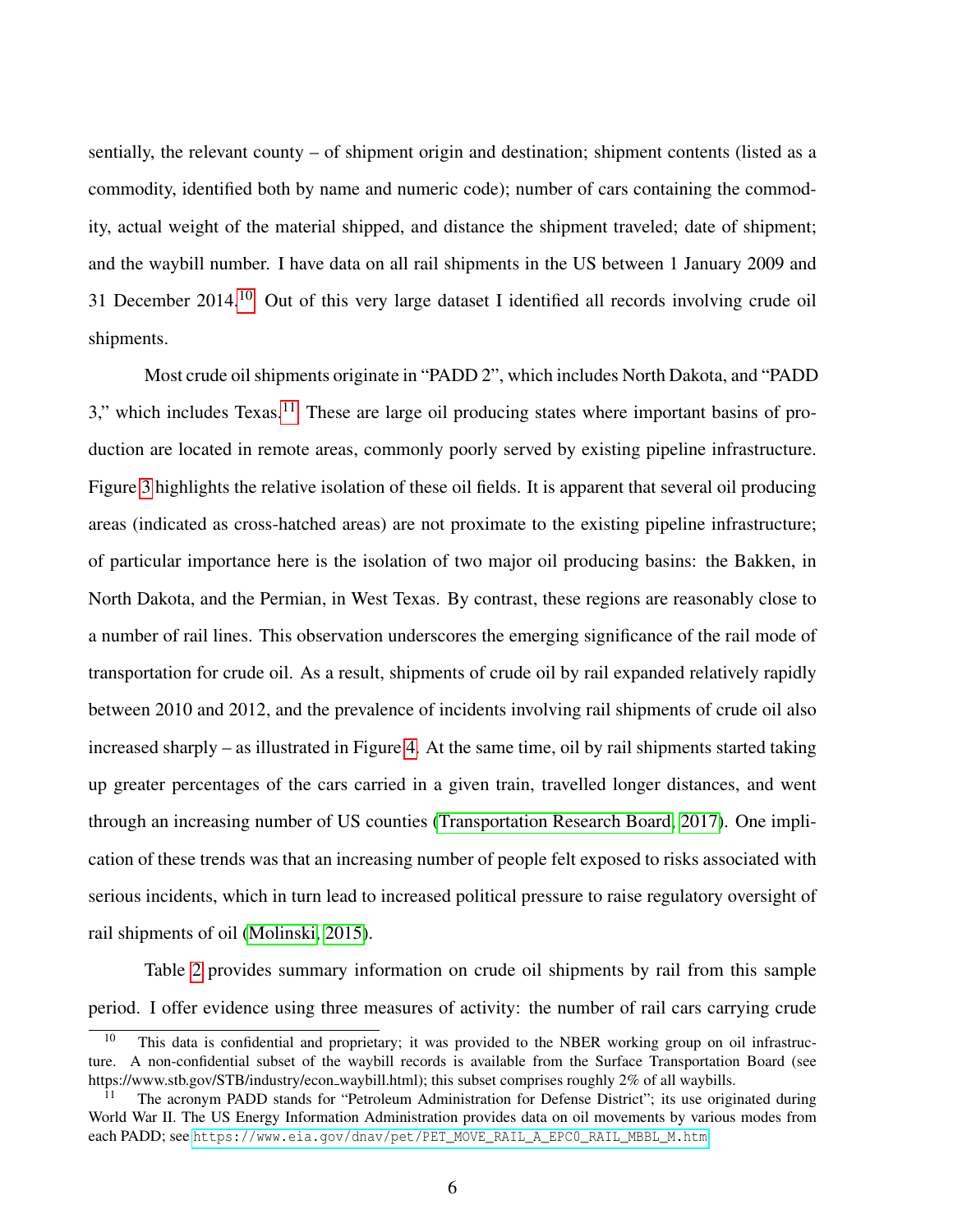sentially, the relevant county – of shipment origin and destination; shipment contents (listed as a commodity, identified both by name and numeric code); number of cars containing the commodity, actual weight of the material shipped, and distance the shipment traveled; date of shipment; and the waybill number. I have data on all rail shipments in the US between 1 January 2009 and 31 December 2014.[10] Out of this very large dataset I identified all records involving crude oil shipments.

Most crude oil shipments originate in "PADD 2", which includes North Dakota, and "PADD 3," which includes Texas.[11] These are large oil producing states where important basins of production are located in remote areas, commonly poorly served by existing pipeline infrastructure. Figure 3 highlights the relative isolation of these oil fields. It is apparent that several oil producing areas (indicated as cross-hatched areas) are not proximate to the existing pipeline infrastructure; of particular importance here is the isolation of two major oil producing basins: the Bakken, in North Dakota, and the Permian, in West Texas. By contrast, these regions are reasonably close to a number of rail lines. This observation underscores the emerging significance of the rail mode of transportation for crude oil. As a result, shipments of crude oil by rail expanded relatively rapidly between 2010 and 2012, and the prevalence of incidents involving rail shipments of crude oil also increased sharply – as illustrated in Figure 4. At the same time, oil by rail shipments started taking up greater percentages of the cars carried in a given train, travelled longer distances, and went through an increasing number of US counties (Transportation Research Board, 2017). One implication of these trends was that an increasing number of people felt exposed to risks associated with serious incidents, which in turn lead to increased political pressure to raise regulatory oversight of rail shipments of oil (Molinski, 2015).

Table 2 provides summary information on crude oil shipments by rail from this sample period. I offer evidence using three measures of activity: the number of rail cars carrying crude

---

[10] This data is confidential and proprietary; it was provided to the NBER working group on oil infrastructure. A non-confidential subset of the waybill records is available from the Surface Transportation Board (see https://www.stb.gov/STB/industry/econ_waybill.html); this subset comprises roughly 2% of all waybills.

[11] The acronym PADD stands for "Petroleum Administration for Defense District"; its use originated during World War II. The US Energy Information Administration provides data on oil movements by various modes from each PADD; see https://www.eia.gov/dnav/pet/PET_MOVE_RAIL_A_EPC0_RAIL_MBBL_M.htm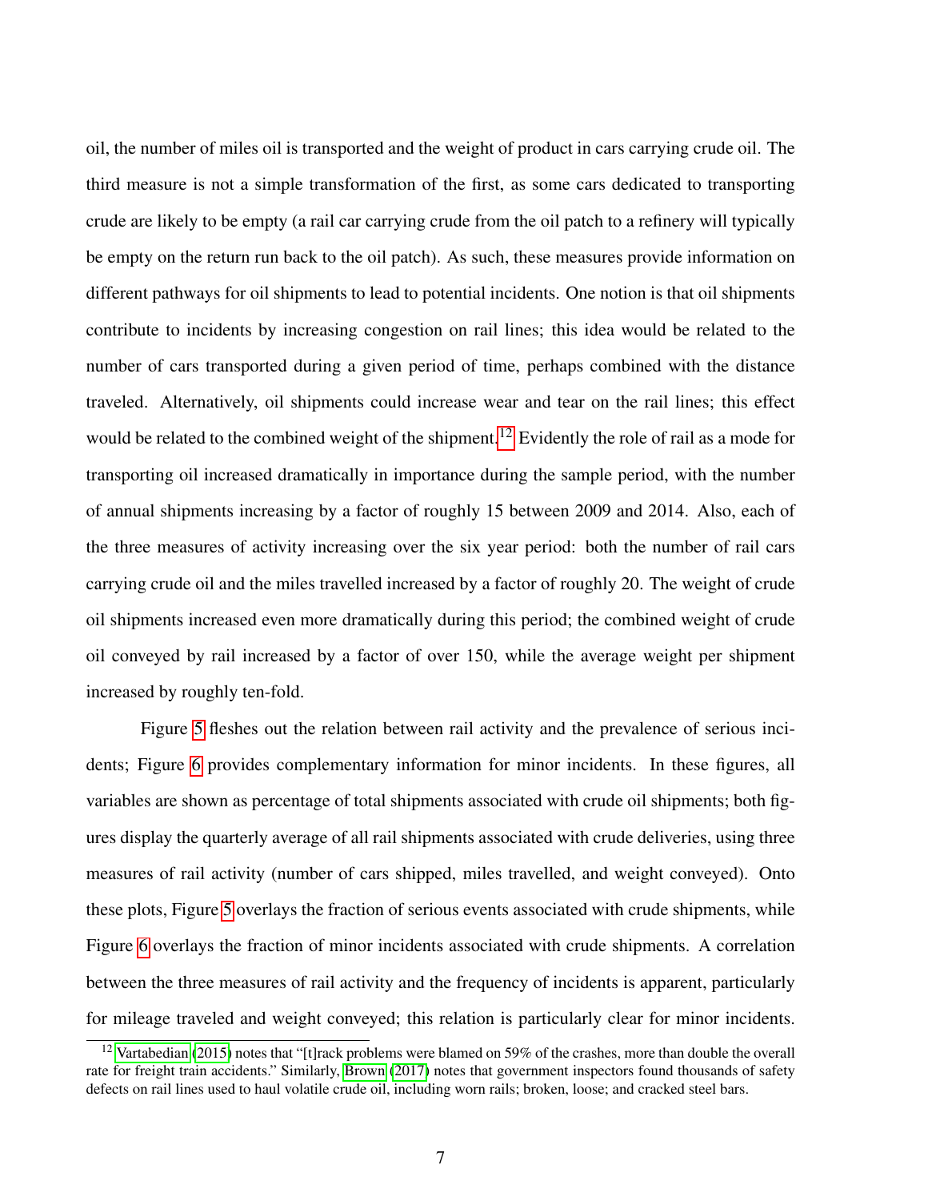oil, the number of miles oil is transported and the weight of product in cars carrying crude oil. The third measure is not a simple transformation of the first, as some cars dedicated to transporting crude are likely to be empty (a rail car carrying crude from the oil patch to a refinery will typically be empty on the return run back to the oil patch). As such, these measures provide information on different pathways for oil shipments to lead to potential incidents. One notion is that oil shipments contribute to incidents by increasing congestion on rail lines; this idea would be related to the number of cars transported during a given period of time, perhaps combined with the distance traveled. Alternatively, oil shipments could increase wear and tear on the rail lines; this effect would be related to the combined weight of the shipment.[12] Evidently the role of rail as a mode for transporting oil increased dramatically in importance during the sample period, with the number of annual shipments increasing by a factor of roughly 15 between 2009 and 2014. Also, each of the three measures of activity increasing over the six year period: both the number of rail cars carrying crude oil and the miles travelled increased by a factor of roughly 20. The weight of crude oil shipments increased even more dramatically during this period; the combined weight of crude oil conveyed by rail increased by a factor of over 150, while the average weight per shipment increased by roughly ten-fold.

Figure 5 fleshes out the relation between rail activity and the prevalence of serious incidents; Figure 6 provides complementary information for minor incidents. In these figures, all variables are shown as percentage of total shipments associated with crude oil shipments; both figures display the quarterly average of all rail shipments associated with crude deliveries, using three measures of rail activity (number of cars shipped, miles travelled, and weight conveyed). Onto these plots, Figure 5 overlays the fraction of serious events associated with crude shipments, while Figure 6 overlays the fraction of minor incidents associated with crude shipments. A correlation between the three measures of rail activity and the frequency of incidents is apparent, particularly for mileage traveled and weight conveyed; this relation is particularly clear for minor incidents.

[12] Vartabedian (2015) notes that "[t]rack problems were blamed on 59% of the crashes, more than double the overall rate for freight train accidents." Similarly, Brown (2017) notes that government inspectors found thousands of safety defects on rail lines used to haul volatile crude oil, including worn rails; broken, loose; and cracked steel bars.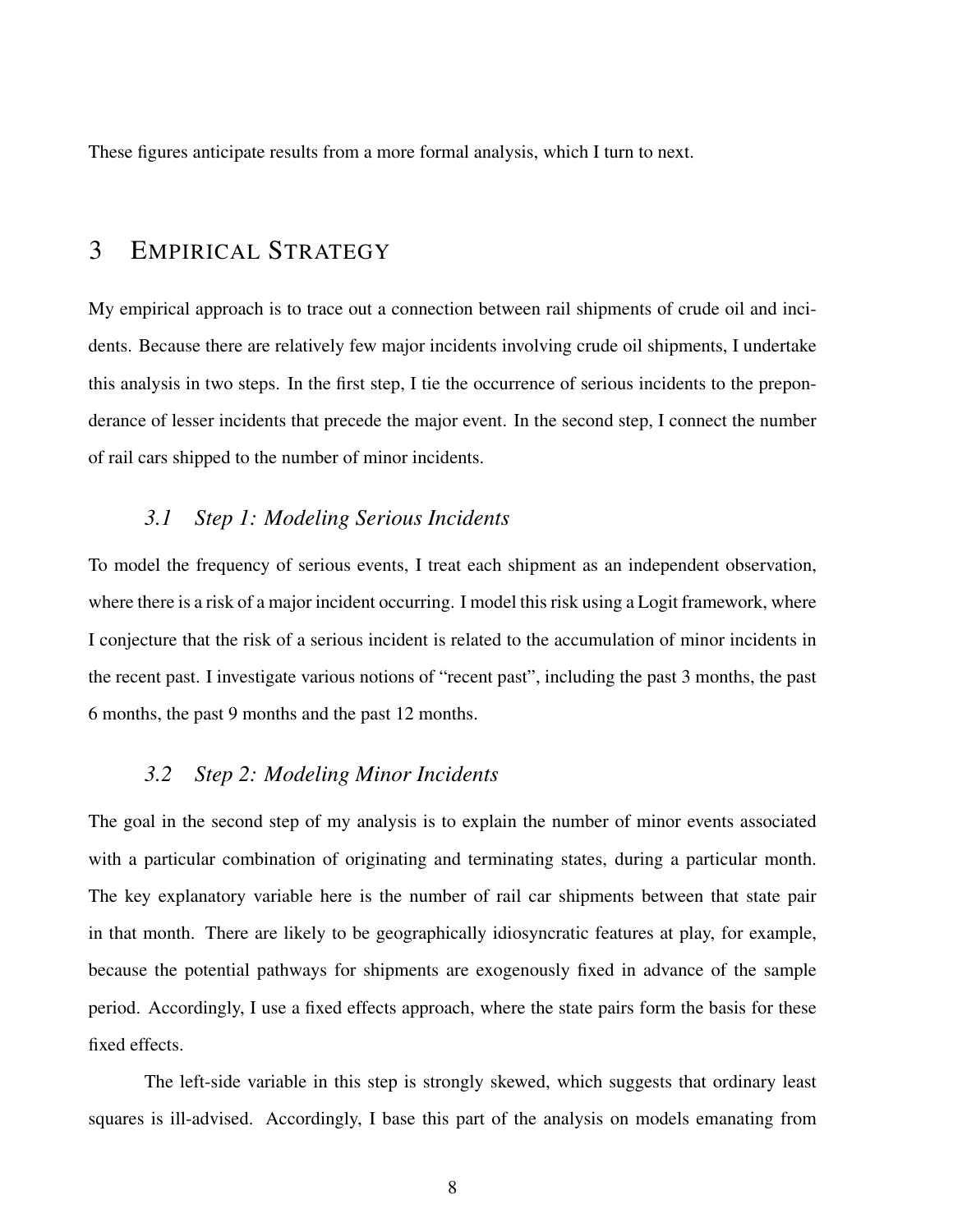These figures anticipate results from a more formal analysis, which I turn to next.

# 3 Empirical Strategy

My empirical approach is to trace out a connection between rail shipments of crude oil and incidents. Because there are relatively few major incidents involving crude oil shipments, I undertake this analysis in two steps. In the first step, I tie the occurrence of serious incidents to the preponderance of lesser incidents that precede the major event. In the second step, I connect the number of rail cars shipped to the number of minor incidents.

## *3.1 Step 1: Modeling Serious Incidents*

To model the frequency of serious events, I treat each shipment as an independent observation, where there is a risk of a major incident occurring. I model this risk using a Logit framework, where I conjecture that the risk of a serious incident is related to the accumulation of minor incidents in the recent past. I investigate various notions of "recent past", including the past 3 months, the past 6 months, the past 9 months and the past 12 months.

## *3.2 Step 2: Modeling Minor Incidents*

The goal in the second step of my analysis is to explain the number of minor events associated with a particular combination of originating and terminating states, during a particular month. The key explanatory variable here is the number of rail car shipments between that state pair in that month. There are likely to be geographically idiosyncratic features at play, for example, because the potential pathways for shipments are exogenously fixed in advance of the sample period. Accordingly, I use a fixed effects approach, where the state pairs form the basis for these fixed effects.

The left-side variable in this step is strongly skewed, which suggests that ordinary least squares is ill-advised. Accordingly, I base this part of the analysis on models emanating from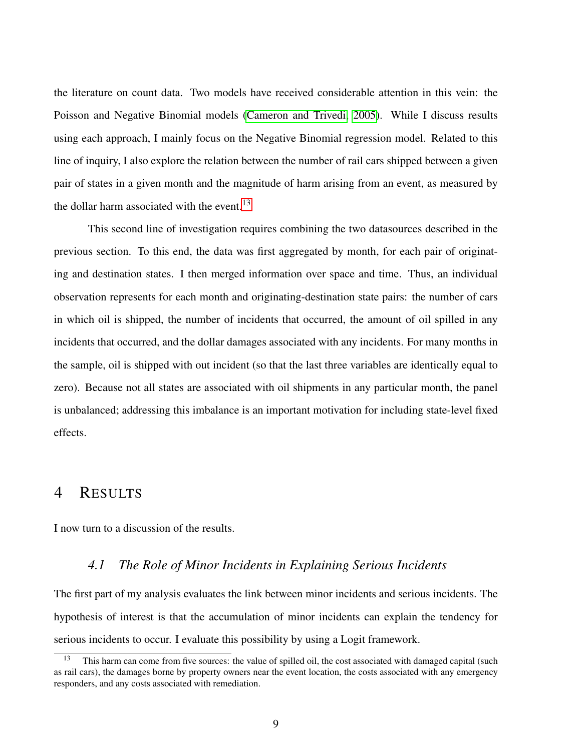the literature on count data. Two models have received considerable attention in this vein: the Poisson and Negative Binomial models (Cameron and Trivedi, 2005). While I discuss results using each approach, I mainly focus on the Negative Binomial regression model. Related to this line of inquiry, I also explore the relation between the number of rail cars shipped between a given pair of states in a given month and the magnitude of harm arising from an event, as measured by the dollar harm associated with the event.[13]

This second line of investigation requires combining the two datasources described in the previous section. To this end, the data was first aggregated by month, for each pair of originating and destination states. I then merged information over space and time. Thus, an individual observation represents for each month and originating-destination state pairs: the number of cars in which oil is shipped, the number of incidents that occurred, the amount of oil spilled in any incidents that occurred, and the dollar damages associated with any incidents. For many months in the sample, oil is shipped with out incident (so that the last three variables are identically equal to zero). Because not all states are associated with oil shipments in any particular month, the panel is unbalanced; addressing this imbalance is an important motivation for including state-level fixed effects.

# 4 RESULTS

I now turn to a discussion of the results.

## *4.1 The Role of Minor Incidents in Explaining Serious Incidents*

The first part of my analysis evaluates the link between minor incidents and serious incidents. The hypothesis of interest is that the accumulation of minor incidents can explain the tendency for serious incidents to occur. I evaluate this possibility by using a Logit framework.

[13] This harm can come from five sources: the value of spilled oil, the cost associated with damaged capital (such as rail cars), the damages borne by property owners near the event location, the costs associated with any emergency responders, and any costs associated with remediation.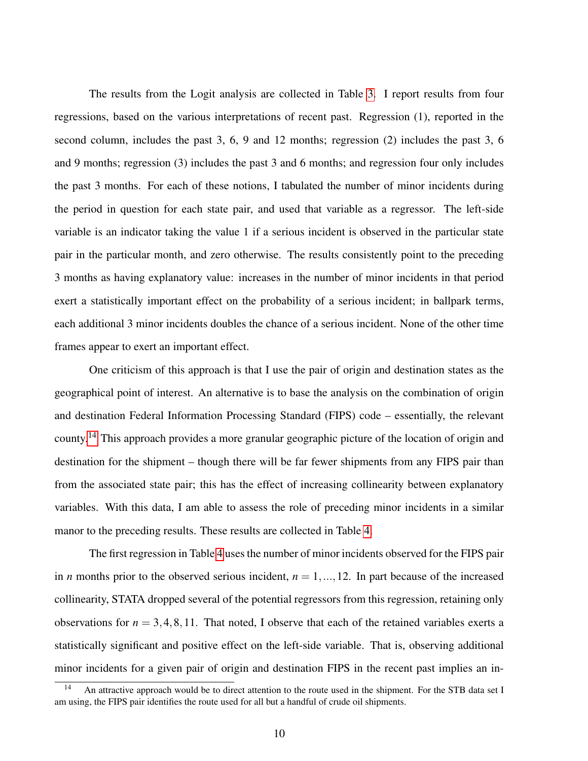The results from the Logit analysis are collected in Table 3. I report results from four regressions, based on the various interpretations of recent past. Regression (1), reported in the second column, includes the past 3, 6, 9 and 12 months; regression (2) includes the past 3, 6 and 9 months; regression (3) includes the past 3 and 6 months; and regression four only includes the past 3 months. For each of these notions, I tabulated the number of minor incidents during the period in question for each state pair, and used that variable as a regressor. The left-side variable is an indicator taking the value 1 if a serious incident is observed in the particular state pair in the particular month, and zero otherwise. The results consistently point to the preceding 3 months as having explanatory value: increases in the number of minor incidents in that period exert a statistically important effect on the probability of a serious incident; in ballpark terms, each additional 3 minor incidents doubles the chance of a serious incident. None of the other time frames appear to exert an important effect.

One criticism of this approach is that I use the pair of origin and destination states as the geographical point of interest. An alternative is to base the analysis on the combination of origin and destination Federal Information Processing Standard (FIPS) code – essentially, the relevant county.[14] This approach provides a more granular geographic picture of the location of origin and destination for the shipment – though there will be far fewer shipments from any FIPS pair than from the associated state pair; this has the effect of increasing collinearity between explanatory variables. With this data, I am able to assess the role of preceding minor incidents in a similar manor to the preceding results. These results are collected in Table 4.

The first regression in Table 4 uses the number of minor incidents observed for the FIPS pair in $n$ months prior to the observed serious incident, $n = 1, ..., 12$. In part because of the increased collinearity, STATA dropped several of the potential regressors from this regression, retaining only observations for $n = 3, 4, 8, 11$. That noted, I observe that each of the retained variables exerts a statistically significant and positive effect on the left-side variable. That is, observing additional minor incidents for a given pair of origin and destination FIPS in the recent past implies an in-

[14] An attractive approach would be to direct attention to the route used in the shipment. For the STB data set I am using, the FIPS pair identifies the route used for all but a handful of crude oil shipments.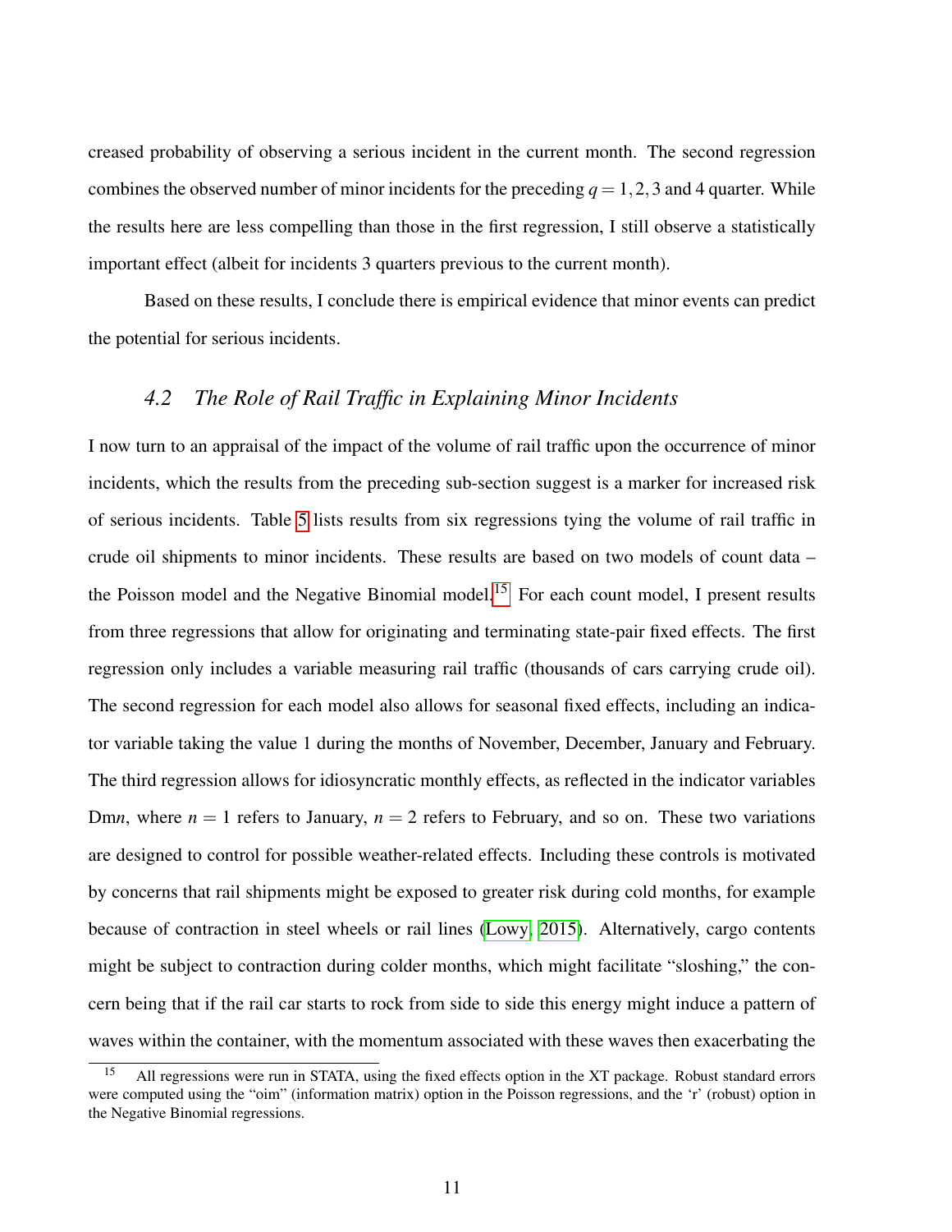creased probability of observing a serious incident in the current month. The second regression combines the observed number of minor incidents for the preceding $q = 1, 2, 3$ and 4 quarter. While the results here are less compelling than those in the first regression, I still observe a statistically important effect (albeit for incidents 3 quarters previous to the current month).

Based on these results, I conclude there is empirical evidence that minor events can predict the potential for serious incidents.

### *4.2 The Role of Rail Traffic in Explaining Minor Incidents*

I now turn to an appraisal of the impact of the volume of rail traffic upon the occurrence of minor incidents, which the results from the preceding sub-section suggest is a marker for increased risk of serious incidents. Table 5 lists results from six regressions tying the volume of rail traffic in crude oil shipments to minor incidents. These results are based on two models of count data – the Poisson model and the Negative Binomial model.[15] For each count model, I present results from three regressions that allow for originating and terminating state-pair fixed effects. The first regression only includes a variable measuring rail traffic (thousands of cars carrying crude oil). The second regression for each model also allows for seasonal fixed effects, including an indicator variable taking the value 1 during the months of November, December, January and February. The third regression allows for idiosyncratic monthly effects, as reflected in the indicator variables Dm$n$, where $n = 1$ refers to January, $n = 2$ refers to February, and so on. These two variations are designed to control for possible weather-related effects. Including these controls is motivated by concerns that rail shipments might be exposed to greater risk during cold months, for example because of contraction in steel wheels or rail lines (Lowy, 2015). Alternatively, cargo contents might be subject to contraction during colder months, which might facilitate "sloshing," the concern being that if the rail car starts to rock from side to side this energy might induce a pattern of waves within the container, with the momentum associated with these waves then exacerbating the

[15] All regressions were run in STATA, using the fixed effects option in the XT package. Robust standard errors were computed using the "oim" (information matrix) option in the Poisson regressions, and the 'r' (robust) option in the Negative Binomial regressions.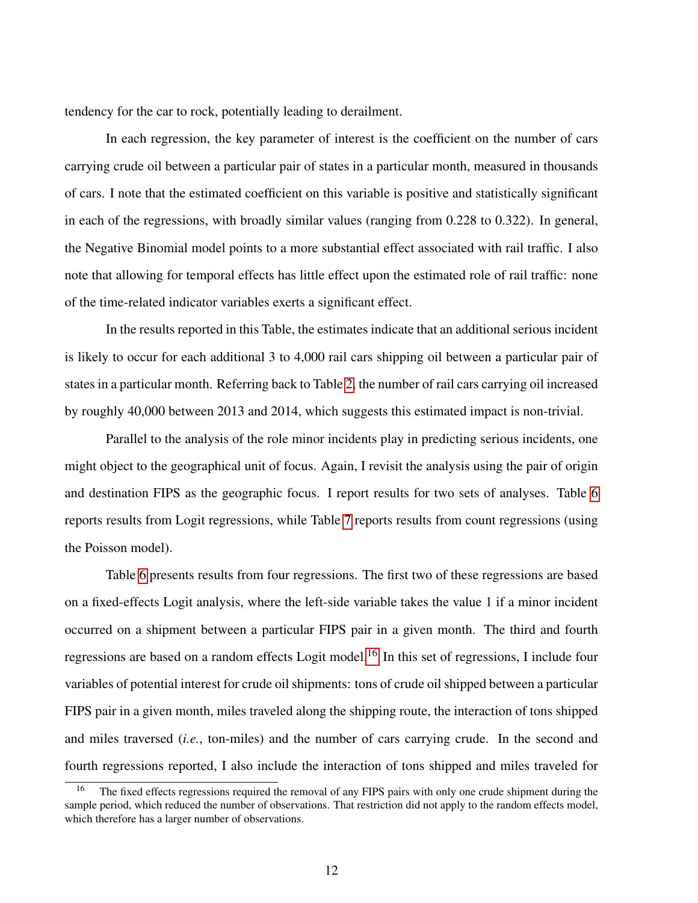tendency for the car to rock, potentially leading to derailment.

In each regression, the key parameter of interest is the coefficient on the number of cars carrying crude oil between a particular pair of states in a particular month, measured in thousands of cars. I note that the estimated coefficient on this variable is positive and statistically significant in each of the regressions, with broadly similar values (ranging from 0.228 to 0.322). In general, the Negative Binomial model points to a more substantial effect associated with rail traffic. I also note that allowing for temporal effects has little effect upon the estimated role of rail traffic: none of the time-related indicator variables exerts a significant effect.

In the results reported in this Table, the estimates indicate that an additional serious incident is likely to occur for each additional 3 to 4,000 rail cars shipping oil between a particular pair of states in a particular month. Referring back to Table 2, the number of rail cars carrying oil increased by roughly 40,000 between 2013 and 2014, which suggests this estimated impact is non-trivial.

Parallel to the analysis of the role minor incidents play in predicting serious incidents, one might object to the geographical unit of focus. Again, I revisit the analysis using the pair of origin and destination FIPS as the geographic focus. I report results for two sets of analyses. Table 6 reports results from Logit regressions, while Table 7 reports results from count regressions (using the Poisson model).

Table 6 presents results from four regressions. The first two of these regressions are based on a fixed-effects Logit analysis, where the left-side variable takes the value 1 if a minor incident occurred on a shipment between a particular FIPS pair in a given month. The third and fourth regressions are based on a random effects Logit model.[16] In this set of regressions, I include four variables of potential interest for crude oil shipments: tons of crude oil shipped between a particular FIPS pair in a given month, miles traveled along the shipping route, the interaction of tons shipped and miles traversed (*i.e.*, ton-miles) and the number of cars carrying crude. In the second and fourth regressions reported, I also include the interaction of tons shipped and miles traveled for

[16] The fixed effects regressions required the removal of any FIPS pairs with only one crude shipment during the sample period, which reduced the number of observations. That restriction did not apply to the random effects model, which therefore has a larger number of observations.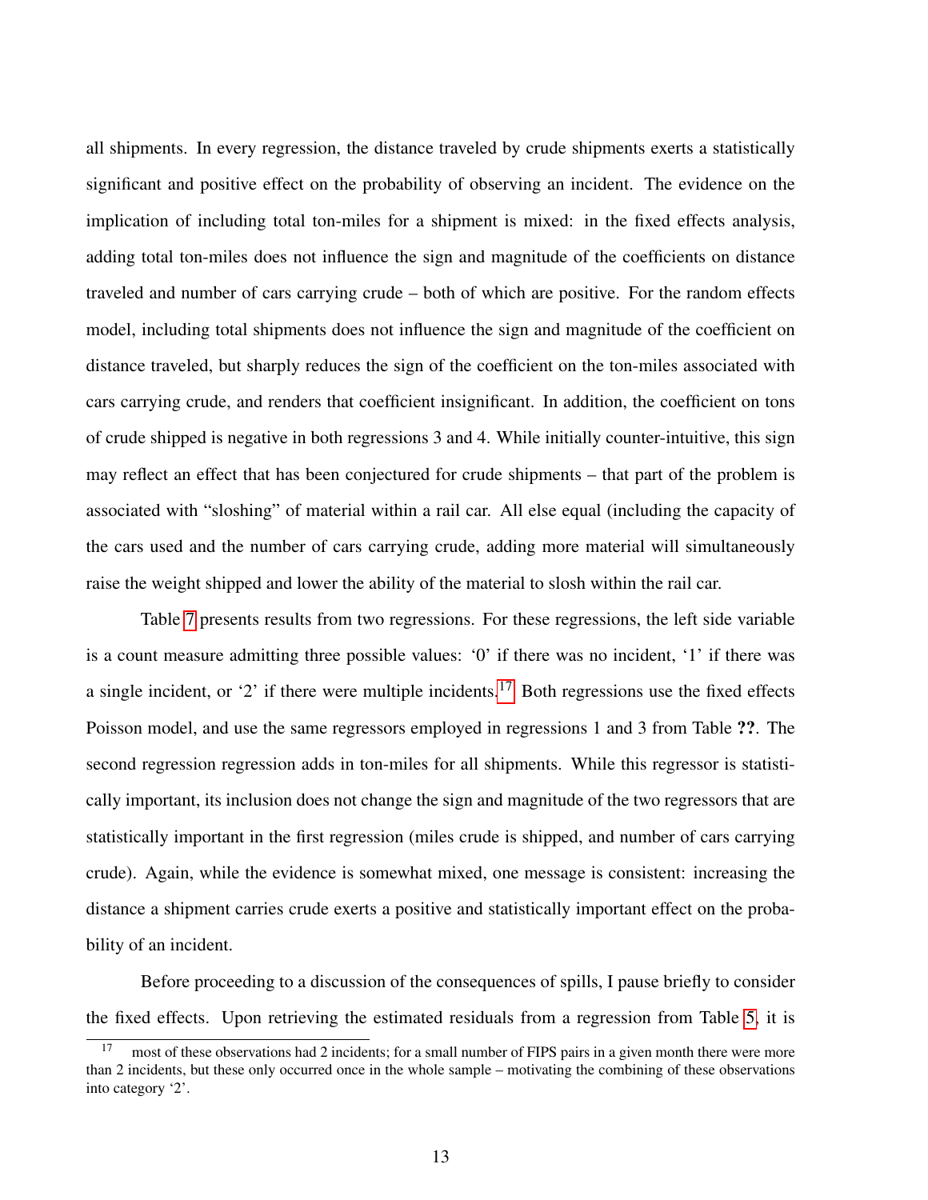all shipments. In every regression, the distance traveled by crude shipments exerts a statistically significant and positive effect on the probability of observing an incident. The evidence on the implication of including total ton-miles for a shipment is mixed: in the fixed effects analysis, adding total ton-miles does not influence the sign and magnitude of the coefficients on distance traveled and number of cars carrying crude – both of which are positive. For the random effects model, including total shipments does not influence the sign and magnitude of the coefficient on distance traveled, but sharply reduces the sign of the coefficient on the ton-miles associated with cars carrying crude, and renders that coefficient insignificant. In addition, the coefficient on tons of crude shipped is negative in both regressions 3 and 4. While initially counter-intuitive, this sign may reflect an effect that has been conjectured for crude shipments – that part of the problem is associated with "sloshing" of material within a rail car. All else equal (including the capacity of the cars used and the number of cars carrying crude, adding more material will simultaneously raise the weight shipped and lower the ability of the material to slosh within the rail car.

Table 7 presents results from two regressions. For these regressions, the left side variable is a count measure admitting three possible values: '0' if there was no incident, '1' if there was a single incident, or '2' if there were multiple incidents.[17] Both regressions use the fixed effects Poisson model, and use the same regressors employed in regressions 1 and 3 from Table **??**. The second regression regression adds in ton-miles for all shipments. While this regressor is statistically important, its inclusion does not change the sign and magnitude of the two regressors that are statistically important in the first regression (miles crude is shipped, and number of cars carrying crude). Again, while the evidence is somewhat mixed, one message is consistent: increasing the distance a shipment carries crude exerts a positive and statistically important effect on the probability of an incident.

Before proceeding to a discussion of the consequences of spills, I pause briefly to consider the fixed effects. Upon retrieving the estimated residuals from a regression from Table 5, it is

[17] most of these observations had 2 incidents; for a small number of FIPS pairs in a given month there were more than 2 incidents, but these only occurred once in the whole sample – motivating the combining of these observations into category '2'.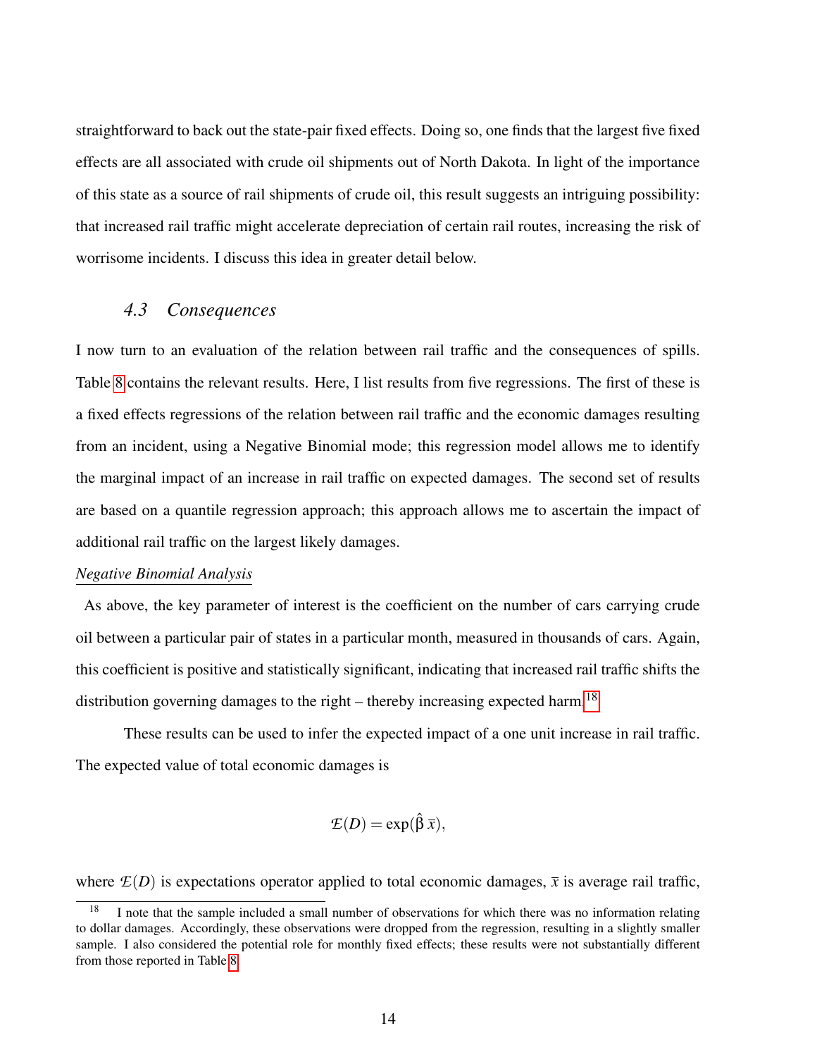straightforward to back out the state-pair fixed effects. Doing so, one finds that the largest five fixed effects are all associated with crude oil shipments out of North Dakota. In light of the importance of this state as a source of rail shipments of crude oil, this result suggests an intriguing possibility: that increased rail traffic might accelerate depreciation of certain rail routes, increasing the risk of worrisome incidents. I discuss this idea in greater detail below.

### *4.3 Consequences*

I now turn to an evaluation of the relation between rail traffic and the consequences of spills. Table 8 contains the relevant results. Here, I list results from five regressions. The first of these is a fixed effects regressions of the relation between rail traffic and the economic damages resulting from an incident, using a Negative Binomial mode; this regression model allows me to identify the marginal impact of an increase in rail traffic on expected damages. The second set of results are based on a quantile regression approach; this approach allows me to ascertain the impact of additional rail traffic on the largest likely damages.

*Negative Binomial Analysis*

As above, the key parameter of interest is the coefficient on the number of cars carrying crude oil between a particular pair of states in a particular month, measured in thousands of cars. Again, this coefficient is positive and statistically significant, indicating that increased rail traffic shifts the distribution governing damages to the right – thereby increasing expected harm.[18]

These results can be used to infer the expected impact of a one unit increase in rail traffic. The expected value of total economic damages is

$$\mathcal{E}(D) = \exp(\hat{\beta}\,\bar{x}),$$

where $\mathcal{E}(D)$ is expectations operator applied to total economic damages, $\bar{x}$ is average rail traffic,

[18] I note that the sample included a small number of observations for which there was no information relating to dollar damages. Accordingly, these observations were dropped from the regression, resulting in a slightly smaller sample. I also considered the potential role for monthly fixed effects; these results were not substantially different from those reported in Table 8.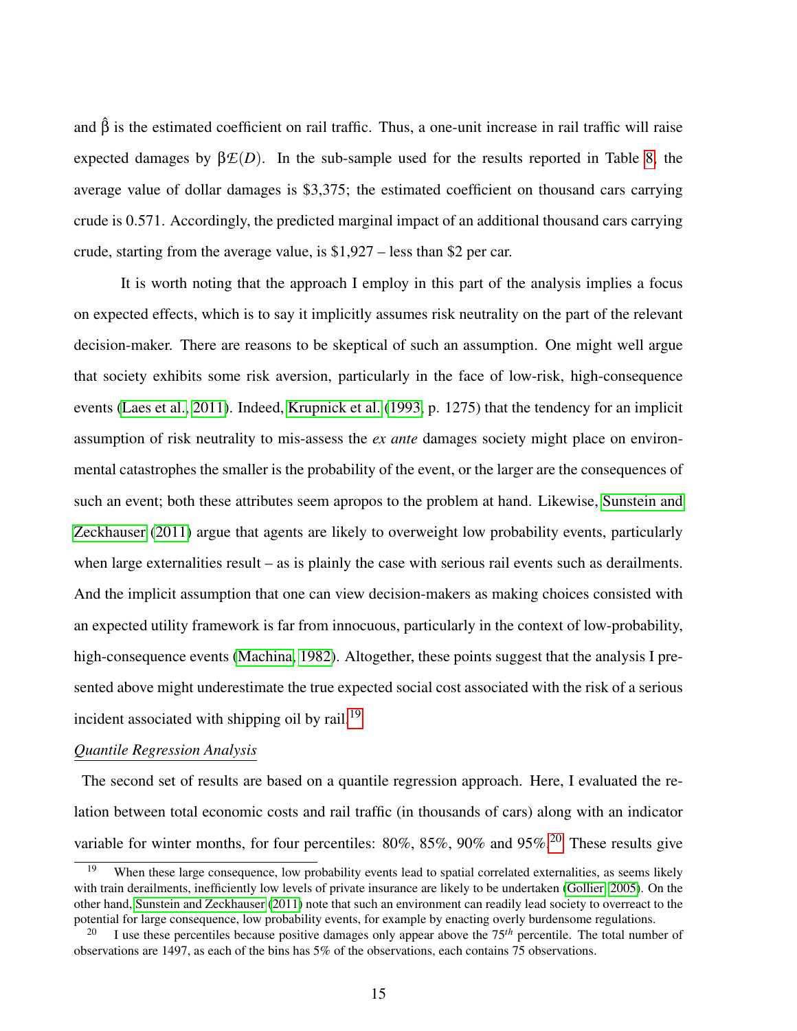and $\hat{\beta}$ is the estimated coefficient on rail traffic. Thus, a one-unit increase in rail traffic will raise expected damages by $\beta\mathcal{E}(D)$. In the sub-sample used for the results reported in Table 8, the average value of dollar damages is $3,375; the estimated coefficient on thousand cars carrying crude is 0.571. Accordingly, the predicted marginal impact of an additional thousand cars carrying crude, starting from the average value, is $1,927 – less than $2 per car.

It is worth noting that the approach I employ in this part of the analysis implies a focus on expected effects, which is to say it implicitly assumes risk neutrality on the part of the relevant decision-maker. There are reasons to be skeptical of such an assumption. One might well argue that society exhibits some risk aversion, particularly in the face of low-risk, high-consequence events (Laes et al., 2011). Indeed, Krupnick et al. (1993, p. 1275) that the tendency for an implicit assumption of risk neutrality to mis-assess the *ex ante* damages society might place on environmental catastrophes the smaller is the probability of the event, or the larger are the consequences of such an event; both these attributes seem apropos to the problem at hand. Likewise, Sunstein and Zeckhauser (2011) argue that agents are likely to overweight low probability events, particularly when large externalities result – as is plainly the case with serious rail events such as derailments. And the implicit assumption that one can view decision-makers as making choices consisted with an expected utility framework is far from innocuous, particularly in the context of low-probability, high-consequence events (Machina, 1982). Altogether, these points suggest that the analysis I presented above might underestimate the true expected social cost associated with the risk of a serious incident associated with shipping oil by rail.[19]

*Quantile Regression Analysis*

The second set of results are based on a quantile regression approach. Here, I evaluated the relation between total economic costs and rail traffic (in thousands of cars) along with an indicator variable for winter months, for four percentiles: 80%, 85%, 90% and 95%.[20] These results give

[19] When these large consequence, low probability events lead to spatial correlated externalities, as seems likely with train derailments, inefficiently low levels of private insurance are likely to be undertaken (Gollier, 2005). On the other hand, Sunstein and Zeckhauser (2011) note that such an environment can readily lead society to overreact to the potential for large consequence, low probability events, for example by enacting overly burdensome regulations.

[20] I use these percentiles because positive damages only appear above the $75^{th}$ percentile. The total number of observations are 1497, as each of the bins has 5% of the observations, each contains 75 observations.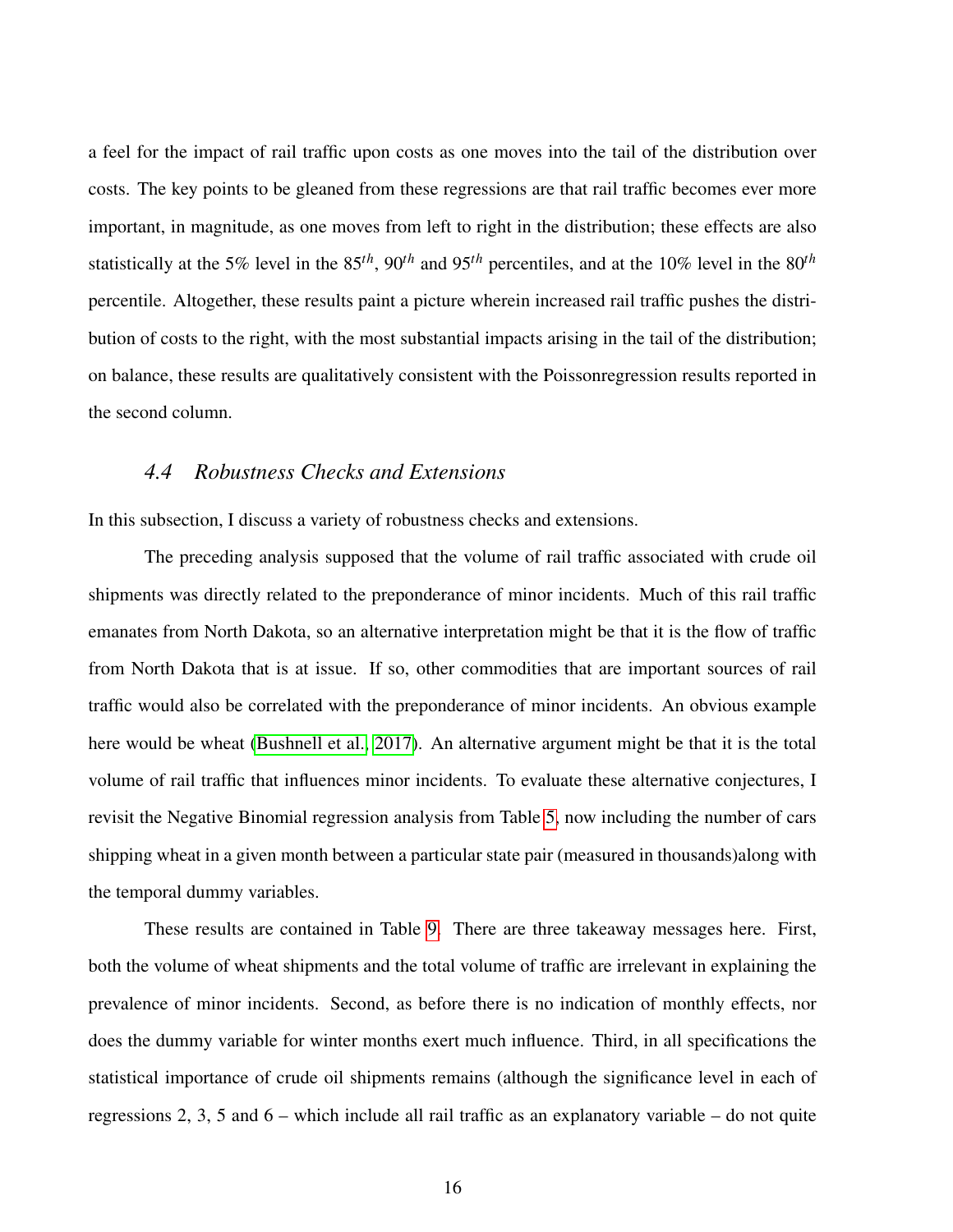a feel for the impact of rail traffic upon costs as one moves into the tail of the distribution over costs. The key points to be gleaned from these regressions are that rail traffic becomes ever more important, in magnitude, as one moves from left to right in the distribution; these effects are also statistically at the 5% level in the $85^{th}$, $90^{th}$ and $95^{th}$ percentiles, and at the 10% level in the $80^{th}$ percentile. Altogether, these results paint a picture wherein increased rail traffic pushes the distribution of costs to the right, with the most substantial impacts arising in the tail of the distribution; on balance, these results are qualitatively consistent with the Poissonregression results reported in the second column.

### *4.4 Robustness Checks and Extensions*

In this subsection, I discuss a variety of robustness checks and extensions.

The preceding analysis supposed that the volume of rail traffic associated with crude oil shipments was directly related to the preponderance of minor incidents. Much of this rail traffic emanates from North Dakota, so an alternative interpretation might be that it is the flow of traffic from North Dakota that is at issue. If so, other commodities that are important sources of rail traffic would also be correlated with the preponderance of minor incidents. An obvious example here would be wheat (Bushnell et al., 2017). An alternative argument might be that it is the total volume of rail traffic that influences minor incidents. To evaluate these alternative conjectures, I revisit the Negative Binomial regression analysis from Table 5, now including the number of cars shipping wheat in a given month between a particular state pair (measured in thousands)along with the temporal dummy variables.

These results are contained in Table 9. There are three takeaway messages here. First, both the volume of wheat shipments and the total volume of traffic are irrelevant in explaining the prevalence of minor incidents. Second, as before there is no indication of monthly effects, nor does the dummy variable for winter months exert much influence. Third, in all specifications the statistical importance of crude oil shipments remains (although the significance level in each of regressions 2, 3, 5 and 6 – which include all rail traffic as an explanatory variable – do not quite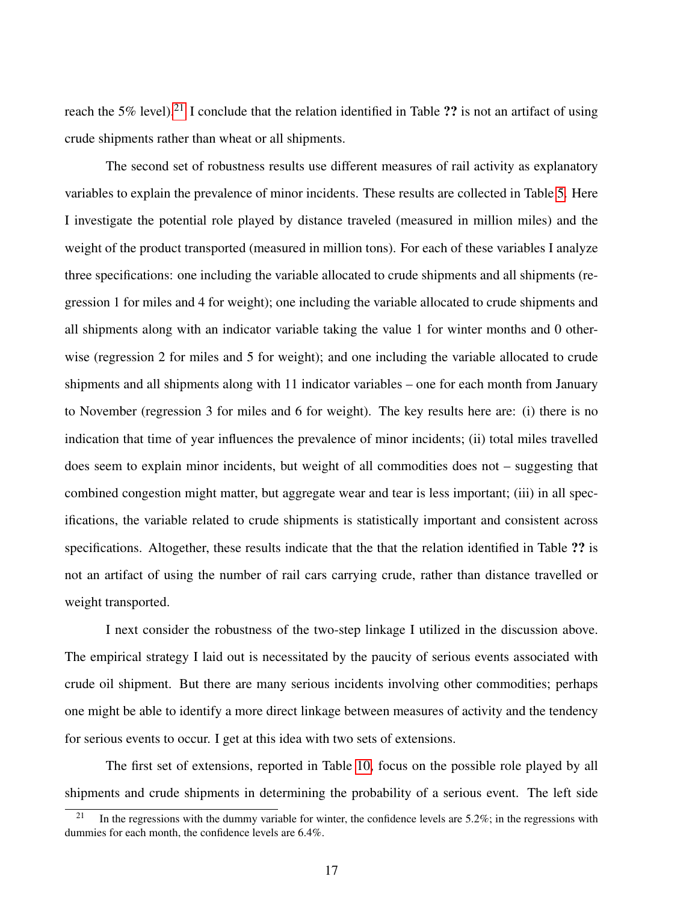reach the 5% level).[21] I conclude that the relation identified in Table ?? is not an artifact of using crude shipments rather than wheat or all shipments.

The second set of robustness results use different measures of rail activity as explanatory variables to explain the prevalence of minor incidents. These results are collected in Table 5. Here I investigate the potential role played by distance traveled (measured in million miles) and the weight of the product transported (measured in million tons). For each of these variables I analyze three specifications: one including the variable allocated to crude shipments and all shipments (regression 1 for miles and 4 for weight); one including the variable allocated to crude shipments and all shipments along with an indicator variable taking the value 1 for winter months and 0 otherwise (regression 2 for miles and 5 for weight); and one including the variable allocated to crude shipments and all shipments along with 11 indicator variables – one for each month from January to November (regression 3 for miles and 6 for weight). The key results here are: (i) there is no indication that time of year influences the prevalence of minor incidents; (ii) total miles travelled does seem to explain minor incidents, but weight of all commodities does not – suggesting that combined congestion might matter, but aggregate wear and tear is less important; (iii) in all specifications, the variable related to crude shipments is statistically important and consistent across specifications. Altogether, these results indicate that the that the relation identified in Table ?? is not an artifact of using the number of rail cars carrying crude, rather than distance travelled or weight transported.

I next consider the robustness of the two-step linkage I utilized in the discussion above. The empirical strategy I laid out is necessitated by the paucity of serious events associated with crude oil shipment. But there are many serious incidents involving other commodities; perhaps one might be able to identify a more direct linkage between measures of activity and the tendency for serious events to occur. I get at this idea with two sets of extensions.

The first set of extensions, reported in Table 10, focus on the possible role played by all shipments and crude shipments in determining the probability of a serious event. The left side

[21] In the regressions with the dummy variable for winter, the confidence levels are 5.2%; in the regressions with dummies for each month, the confidence levels are 6.4%.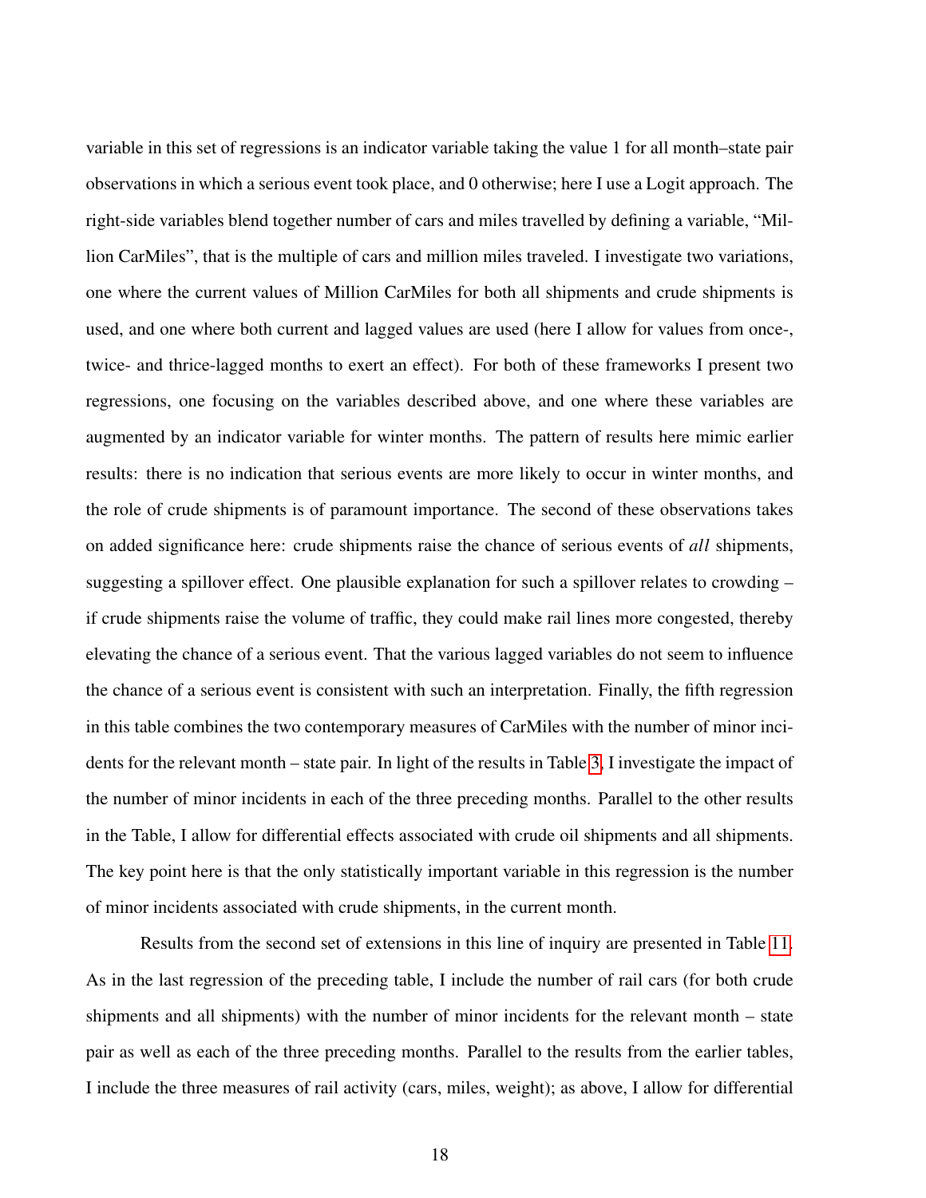variable in this set of regressions is an indicator variable taking the value 1 for all month–state pair observations in which a serious event took place, and 0 otherwise; here I use a Logit approach. The right-side variables blend together number of cars and miles travelled by defining a variable, "Million CarMiles", that is the multiple of cars and million miles traveled. I investigate two variations, one where the current values of Million CarMiles for both all shipments and crude shipments is used, and one where both current and lagged values are used (here I allow for values from once-, twice- and thrice-lagged months to exert an effect). For both of these frameworks I present two regressions, one focusing on the variables described above, and one where these variables are augmented by an indicator variable for winter months. The pattern of results here mimic earlier results: there is no indication that serious events are more likely to occur in winter months, and the role of crude shipments is of paramount importance. The second of these observations takes on added significance here: crude shipments raise the chance of serious events of *all* shipments, suggesting a spillover effect. One plausible explanation for such a spillover relates to crowding – if crude shipments raise the volume of traffic, they could make rail lines more congested, thereby elevating the chance of a serious event. That the various lagged variables do not seem to influence the chance of a serious event is consistent with such an interpretation. Finally, the fifth regression in this table combines the two contemporary measures of CarMiles with the number of minor incidents for the relevant month – state pair. In light of the results in Table 3, I investigate the impact of the number of minor incidents in each of the three preceding months. Parallel to the other results in the Table, I allow for differential effects associated with crude oil shipments and all shipments. The key point here is that the only statistically important variable in this regression is the number of minor incidents associated with crude shipments, in the current month.

Results from the second set of extensions in this line of inquiry are presented in Table 11. As in the last regression of the preceding table, I include the number of rail cars (for both crude shipments and all shipments) with the number of minor incidents for the relevant month – state pair as well as each of the three preceding months. Parallel to the results from the earlier tables, I include the three measures of rail activity (cars, miles, weight); as above, I allow for differential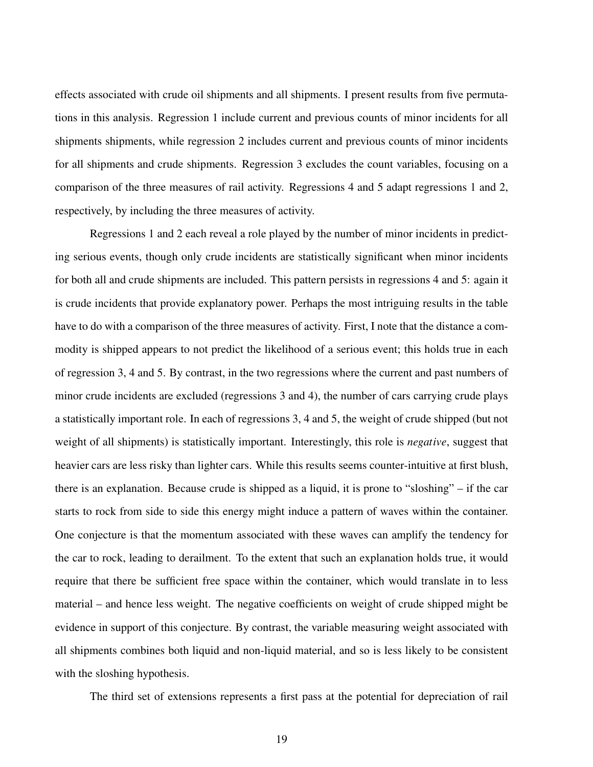effects associated with crude oil shipments and all shipments. I present results from five permutations in this analysis. Regression 1 include current and previous counts of minor incidents for all shipments shipments, while regression 2 includes current and previous counts of minor incidents for all shipments and crude shipments. Regression 3 excludes the count variables, focusing on a comparison of the three measures of rail activity. Regressions 4 and 5 adapt regressions 1 and 2, respectively, by including the three measures of activity.

Regressions 1 and 2 each reveal a role played by the number of minor incidents in predicting serious events, though only crude incidents are statistically significant when minor incidents for both all and crude shipments are included. This pattern persists in regressions 4 and 5: again it is crude incidents that provide explanatory power. Perhaps the most intriguing results in the table have to do with a comparison of the three measures of activity. First, I note that the distance a commodity is shipped appears to not predict the likelihood of a serious event; this holds true in each of regression 3, 4 and 5. By contrast, in the two regressions where the current and past numbers of minor crude incidents are excluded (regressions 3 and 4), the number of cars carrying crude plays a statistically important role. In each of regressions 3, 4 and 5, the weight of crude shipped (but not weight of all shipments) is statistically important. Interestingly, this role is *negative*, suggest that heavier cars are less risky than lighter cars. While this results seems counter-intuitive at first blush, there is an explanation. Because crude is shipped as a liquid, it is prone to "sloshing" – if the car starts to rock from side to side this energy might induce a pattern of waves within the container. One conjecture is that the momentum associated with these waves can amplify the tendency for the car to rock, leading to derailment. To the extent that such an explanation holds true, it would require that there be sufficient free space within the container, which would translate in to less material – and hence less weight. The negative coefficients on weight of crude shipped might be evidence in support of this conjecture. By contrast, the variable measuring weight associated with all shipments combines both liquid and non-liquid material, and so is less likely to be consistent with the sloshing hypothesis.

The third set of extensions represents a first pass at the potential for depreciation of rail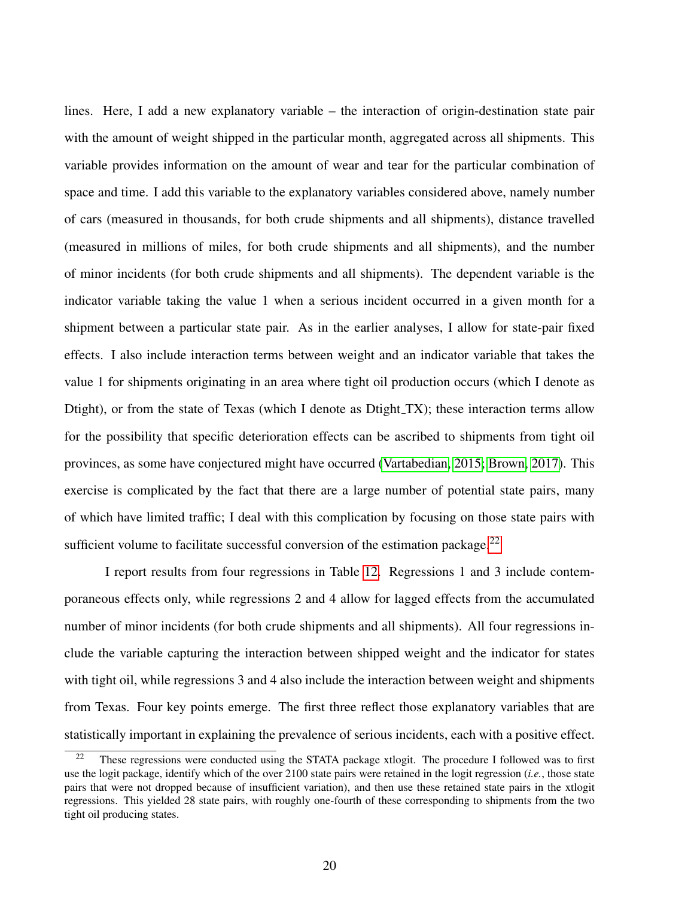lines. Here, I add a new explanatory variable – the interaction of origin-destination state pair with the amount of weight shipped in the particular month, aggregated across all shipments. This variable provides information on the amount of wear and tear for the particular combination of space and time. I add this variable to the explanatory variables considered above, namely number of cars (measured in thousands, for both crude shipments and all shipments), distance travelled (measured in millions of miles, for both crude shipments and all shipments), and the number of minor incidents (for both crude shipments and all shipments). The dependent variable is the indicator variable taking the value 1 when a serious incident occurred in a given month for a shipment between a particular state pair. As in the earlier analyses, I allow for state-pair fixed effects. I also include interaction terms between weight and an indicator variable that takes the value 1 for shipments originating in an area where tight oil production occurs (which I denote as Dtight), or from the state of Texas (which I denote as Dtight_TX); these interaction terms allow for the possibility that specific deterioration effects can be ascribed to shipments from tight oil provinces, as some have conjectured might have occurred (Vartabedian, 2015; Brown, 2017). This exercise is complicated by the fact that there are a large number of potential state pairs, many of which have limited traffic; I deal with this complication by focusing on those state pairs with sufficient volume to facilitate successful conversion of the estimation package.[22]

I report results from four regressions in Table 12. Regressions 1 and 3 include contemporaneous effects only, while regressions 2 and 4 allow for lagged effects from the accumulated number of minor incidents (for both crude shipments and all shipments). All four regressions include the variable capturing the interaction between shipped weight and the indicator for states with tight oil, while regressions 3 and 4 also include the interaction between weight and shipments from Texas. Four key points emerge. The first three reflect those explanatory variables that are statistically important in explaining the prevalence of serious incidents, each with a positive effect.

[22] These regressions were conducted using the STATA package xtlogit. The procedure I followed was to first use the logit package, identify which of the over 2100 state pairs were retained in the logit regression (*i.e.*, those state pairs that were not dropped because of insufficient variation), and then use these retained state pairs in the xtlogit regressions. This yielded 28 state pairs, with roughly one-fourth of these corresponding to shipments from the two tight oil producing states.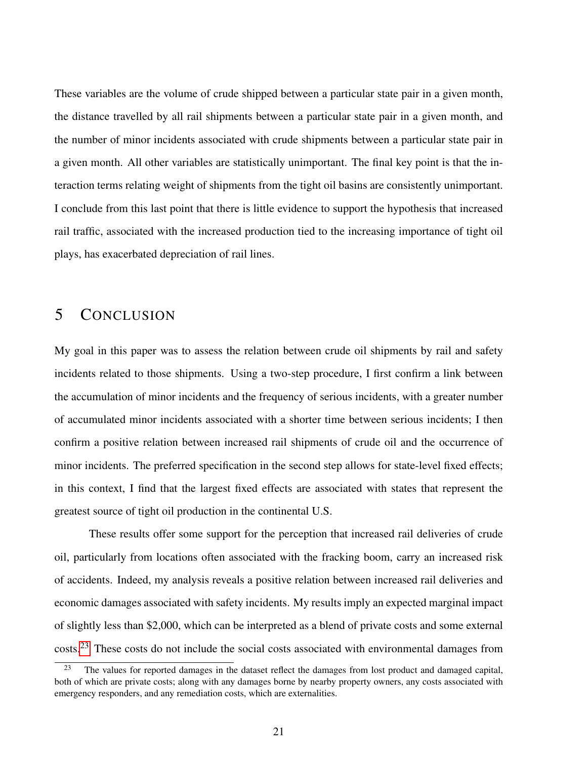These variables are the volume of crude shipped between a particular state pair in a given month, the distance travelled by all rail shipments between a particular state pair in a given month, and the number of minor incidents associated with crude shipments between a particular state pair in a given month. All other variables are statistically unimportant. The final key point is that the interaction terms relating weight of shipments from the tight oil basins are consistently unimportant. I conclude from this last point that there is little evidence to support the hypothesis that increased rail traffic, associated with the increased production tied to the increasing importance of tight oil plays, has exacerbated depreciation of rail lines.

# 5 Conclusion

My goal in this paper was to assess the relation between crude oil shipments by rail and safety incidents related to those shipments. Using a two-step procedure, I first confirm a link between the accumulation of minor incidents and the frequency of serious incidents, with a greater number of accumulated minor incidents associated with a shorter time between serious incidents; I then confirm a positive relation between increased rail shipments of crude oil and the occurrence of minor incidents. The preferred specification in the second step allows for state-level fixed effects; in this context, I find that the largest fixed effects are associated with states that represent the greatest source of tight oil production in the continental U.S.

These results offer some support for the perception that increased rail deliveries of crude oil, particularly from locations often associated with the fracking boom, carry an increased risk of accidents. Indeed, my analysis reveals a positive relation between increased rail deliveries and economic damages associated with safety incidents. My results imply an expected marginal impact of slightly less than $2,000, which can be interpreted as a blend of private costs and some external costs.[23] These costs do not include the social costs associated with environmental damages from

[23] The values for reported damages in the dataset reflect the damages from lost product and damaged capital, both of which are private costs; along with any damages borne by nearby property owners, any costs associated with emergency responders, and any remediation costs, which are externalities.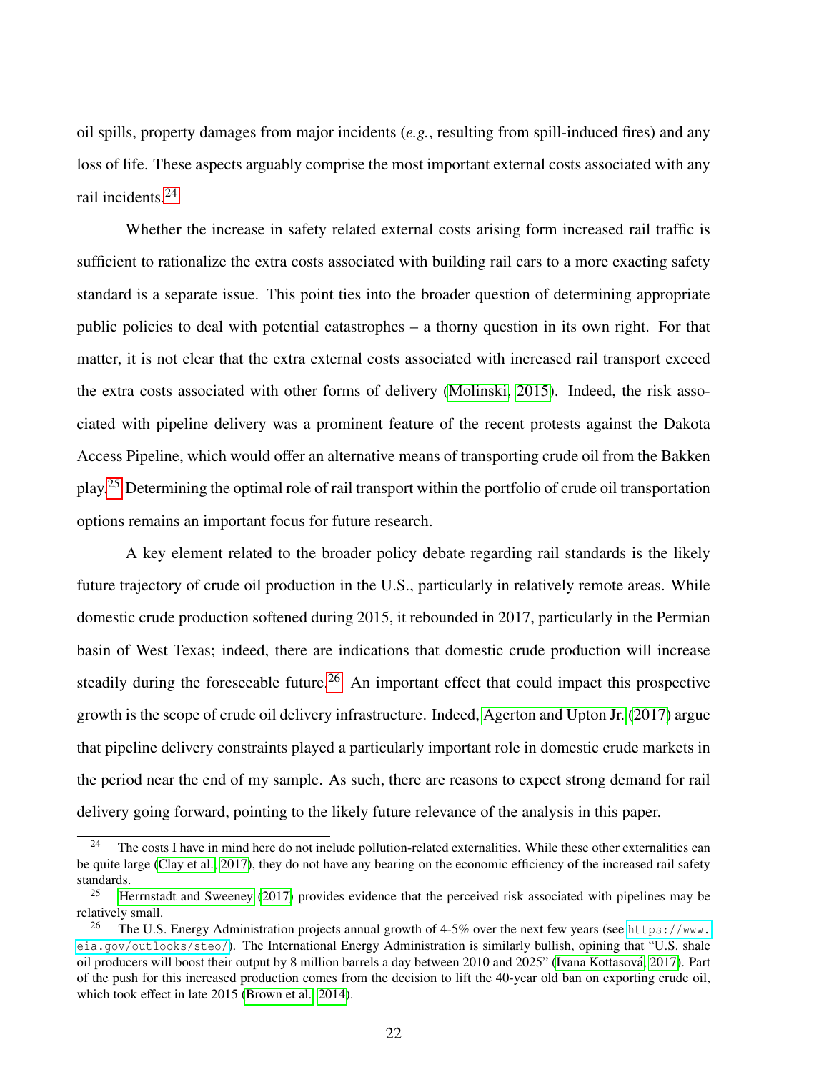oil spills, property damages from major incidents (*e.g.*, resulting from spill-induced fires) and any loss of life. These aspects arguably comprise the most important external costs associated with any rail incidents.[24]

Whether the increase in safety related external costs arising form increased rail traffic is sufficient to rationalize the extra costs associated with building rail cars to a more exacting safety standard is a separate issue. This point ties into the broader question of determining appropriate public policies to deal with potential catastrophes – a thorny question in its own right. For that matter, it is not clear that the extra external costs associated with increased rail transport exceed the extra costs associated with other forms of delivery (Molinski, 2015). Indeed, the risk associated with pipeline delivery was a prominent feature of the recent protests against the Dakota Access Pipeline, which would offer an alternative means of transporting crude oil from the Bakken play.[25] Determining the optimal role of rail transport within the portfolio of crude oil transportation options remains an important focus for future research.

A key element related to the broader policy debate regarding rail standards is the likely future trajectory of crude oil production in the U.S., particularly in relatively remote areas. While domestic crude production softened during 2015, it rebounded in 2017, particularly in the Permian basin of West Texas; indeed, there are indications that domestic crude production will increase steadily during the foreseeable future.[26] An important effect that could impact this prospective growth is the scope of crude oil delivery infrastructure. Indeed, Agerton and Upton Jr. (2017) argue that pipeline delivery constraints played a particularly important role in domestic crude markets in the period near the end of my sample. As such, there are reasons to expect strong demand for rail delivery going forward, pointing to the likely future relevance of the analysis in this paper.

---

[24] The costs I have in mind here do not include pollution-related externalities. While these other externalities can be quite large (Clay et al., 2017), they do not have any bearing on the economic efficiency of the increased rail safety standards.

[25] Herrnstadt and Sweeney (2017) provides evidence that the perceived risk associated with pipelines may be relatively small.

[26] The U.S. Energy Administration projects annual growth of 4-5% over the next few years (see `https://www.eia.gov/outlooks/steo/`). The International Energy Administration is similarly bullish, opining that "U.S. shale oil producers will boost their output by 8 million barrels a day between 2010 and 2025" (Ivana Kottasová, 2017). Part of the push for this increased production comes from the decision to lift the 40-year old ban on exporting crude oil, which took effect in late 2015 (Brown et al., 2014).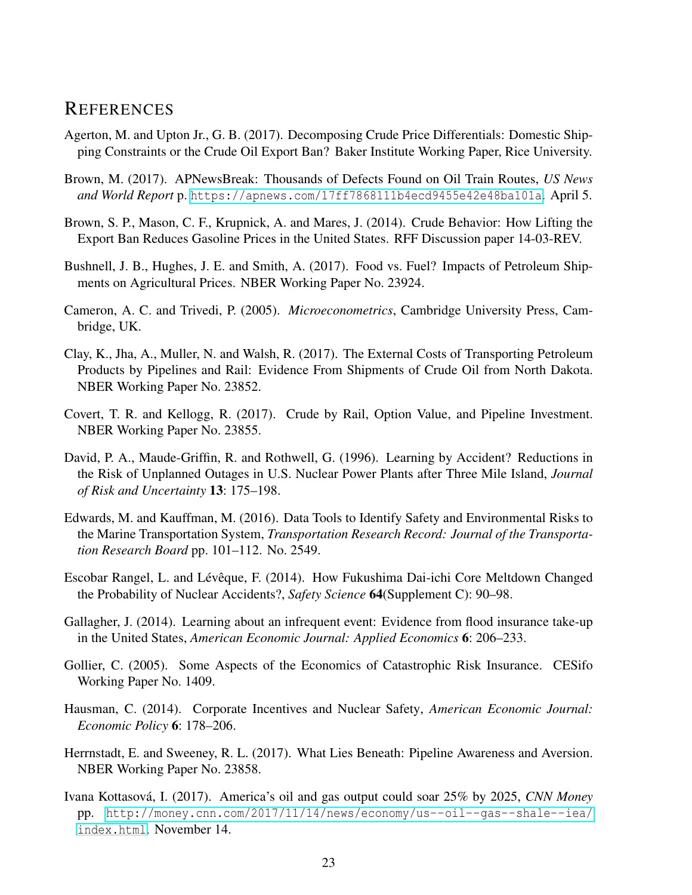# References

Agerton, M. and Upton Jr., G. B. (2017). Decomposing Crude Price Differentials: Domestic Shipping Constraints or the Crude Oil Export Ban? Baker Institute Working Paper, Rice University.

Brown, M. (2017). APNewsBreak: Thousands of Defects Found on Oil Train Routes, *US News and World Report* p. https://apnews.com/17ff7868111b4ecd9455e42e48ba101a. April 5.

Brown, S. P., Mason, C. F., Krupnick, A. and Mares, J. (2014). Crude Behavior: How Lifting the Export Ban Reduces Gasoline Prices in the United States. RFF Discussion paper 14-03-REV.

Bushnell, J. B., Hughes, J. E. and Smith, A. (2017). Food vs. Fuel? Impacts of Petroleum Shipments on Agricultural Prices. NBER Working Paper No. 23924.

Cameron, A. C. and Trivedi, P. (2005). *Microeconometrics*, Cambridge University Press, Cambridge, UK.

Clay, K., Jha, A., Muller, N. and Walsh, R. (2017). The External Costs of Transporting Petroleum Products by Pipelines and Rail: Evidence From Shipments of Crude Oil from North Dakota. NBER Working Paper No. 23852.

Covert, T. R. and Kellogg, R. (2017). Crude by Rail, Option Value, and Pipeline Investment. NBER Working Paper No. 23855.

David, P. A., Maude-Griffin, R. and Rothwell, G. (1996). Learning by Accident? Reductions in the Risk of Unplanned Outages in U.S. Nuclear Power Plants after Three Mile Island, *Journal of Risk and Uncertainty* **13**: 175–198.

Edwards, M. and Kauffman, M. (2016). Data Tools to Identify Safety and Environmental Risks to the Marine Transportation System, *Transportation Research Record: Journal of the Transportation Research Board* pp. 101–112. No. 2549.

Escobar Rangel, L. and Lévêque, F. (2014). How Fukushima Dai-ichi Core Meltdown Changed the Probability of Nuclear Accidents?, *Safety Science* **64**(Supplement C): 90–98.

Gallagher, J. (2014). Learning about an infrequent event: Evidence from flood insurance take-up in the United States, *American Economic Journal: Applied Economics* **6**: 206–233.

Gollier, C. (2005). Some Aspects of the Economics of Catastrophic Risk Insurance. CESifo Working Paper No. 1409.

Hausman, C. (2014). Corporate Incentives and Nuclear Safety, *American Economic Journal: Economic Policy* **6**: 178–206.

Herrnstadt, E. and Sweeney, R. L. (2017). What Lies Beneath: Pipeline Awareness and Aversion. NBER Working Paper No. 23858.

Ivana Kottasová, I. (2017). America's oil and gas output could soar 25% by 2025, *CNN Money* pp. http://money.cnn.com/2017/11/14/news/economy/us--oil--gas--shale--iea/index.html. November 14.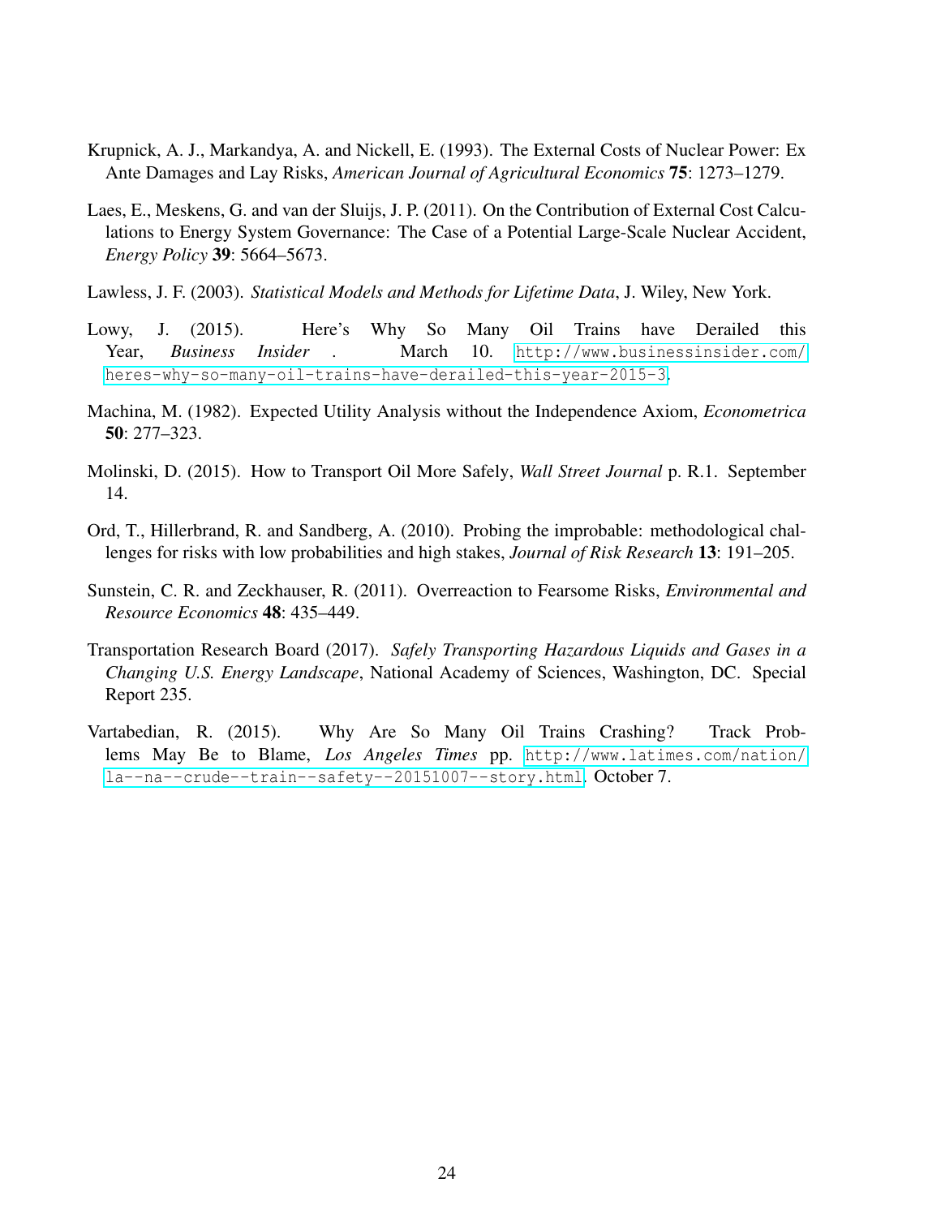Krupnick, A. J., Markandya, A. and Nickell, E. (1993). The External Costs of Nuclear Power: Ex Ante Damages and Lay Risks, *American Journal of Agricultural Economics* **75**: 1273–1279.

Laes, E., Meskens, G. and van der Sluijs, J. P. (2011). On the Contribution of External Cost Calculations to Energy System Governance: The Case of a Potential Large-Scale Nuclear Accident, *Energy Policy* **39**: 5664–5673.

Lawless, J. F. (2003). *Statistical Models and Methods for Lifetime Data*, J. Wiley, New York.

Lowy, J. (2015). Here's Why So Many Oil Trains have Derailed this Year, *Business Insider*. March 10. http://www.businessinsider.com/heres-why-so-many-oil-trains-have-derailed-this-year-2015-3.

Machina, M. (1982). Expected Utility Analysis without the Independence Axiom, *Econometrica* **50**: 277–323.

Molinski, D. (2015). How to Transport Oil More Safely, *Wall Street Journal* p. R.1. September 14.

Ord, T., Hillerbrand, R. and Sandberg, A. (2010). Probing the improbable: methodological challenges for risks with low probabilities and high stakes, *Journal of Risk Research* **13**: 191–205.

Sunstein, C. R. and Zeckhauser, R. (2011). Overreaction to Fearsome Risks, *Environmental and Resource Economics* **48**: 435–449.

Transportation Research Board (2017). *Safely Transporting Hazardous Liquids and Gases in a Changing U.S. Energy Landscape*, National Academy of Sciences, Washington, DC. Special Report 235.

Vartabedian, R. (2015). Why Are So Many Oil Trains Crashing? Track Problems May Be to Blame, *Los Angeles Times* pp. http://www.latimes.com/nation/la--na--crude--train--safety--20151007--story.html. October 7.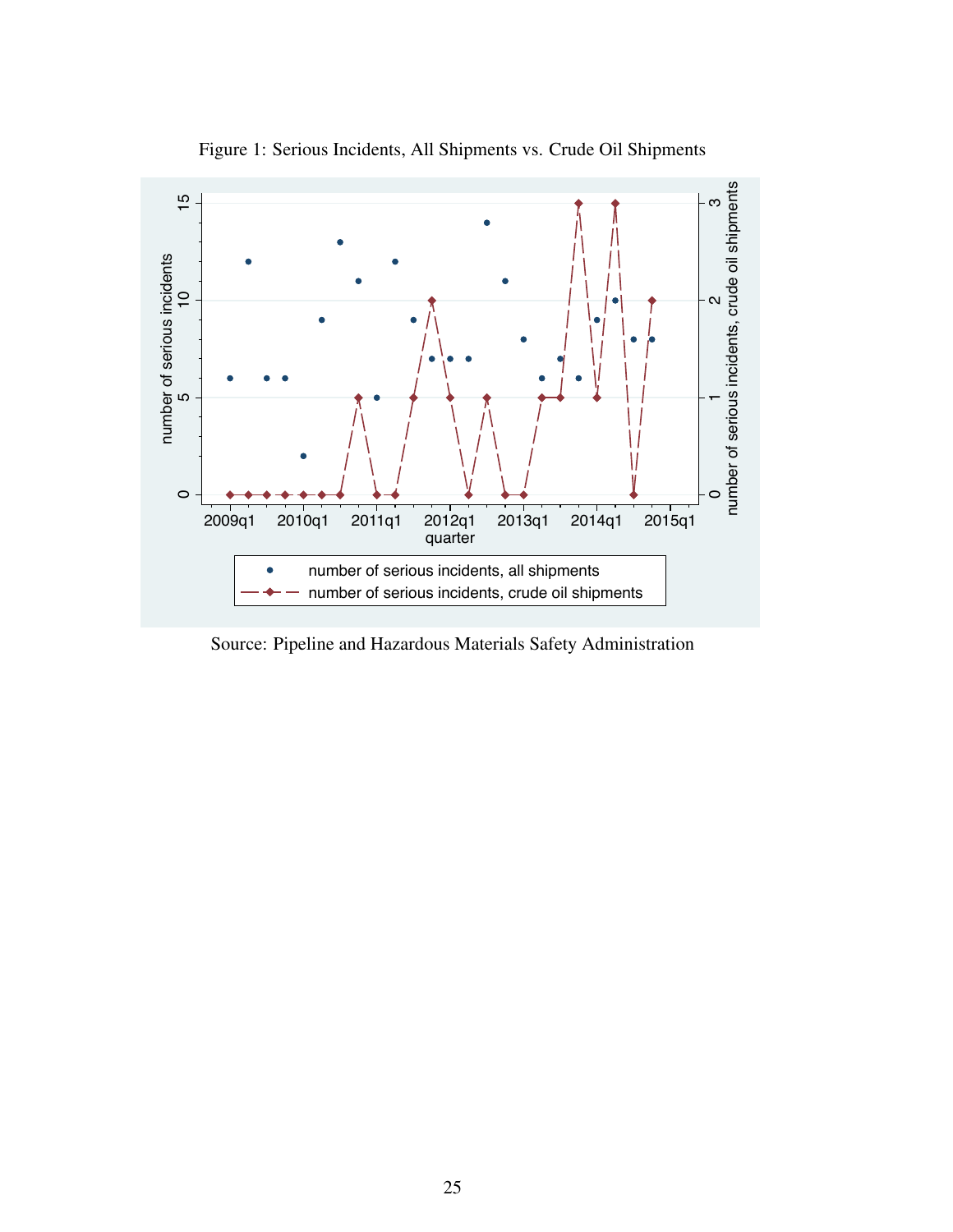Figure 1: Serious Incidents, All Shipments vs. Crude Oil Shipments

number of serious incidents

0
5
10
15

number of serious incidents, crude oil shipments

0
1
2
3

2009q1
2010q1
2011q1
2012q1
2013q1
2014q1
2015q1

quarter

number of serious incidents, all shipments

number of serious incidents, crude oil shipments

Source: Pipeline and Hazardous Materials Safety Administration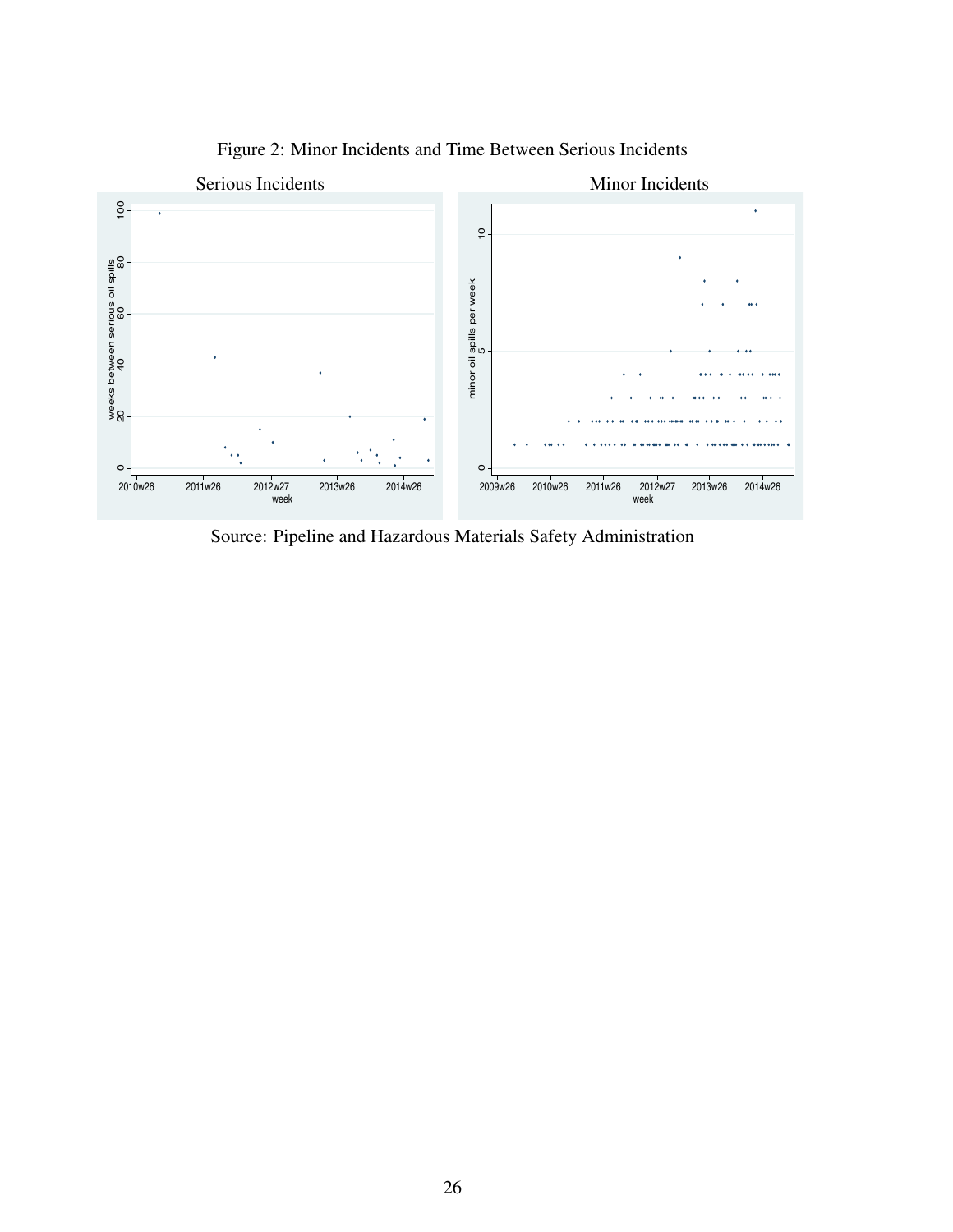Figure 2: Minor Incidents and Time Between Serious Incidents

Serious Incidents

weeks between serious oil spills

0
20
40
60
80
100

2010w26
2011w26
2012w27
2013w26
2014w26

week

Minor Incidents

minor oil spills per week

0
5
10

2009w26
2010w26
2011w26
2012w27
2013w26
2014w26

week

Source: Pipeline and Hazardous Materials Safety Administration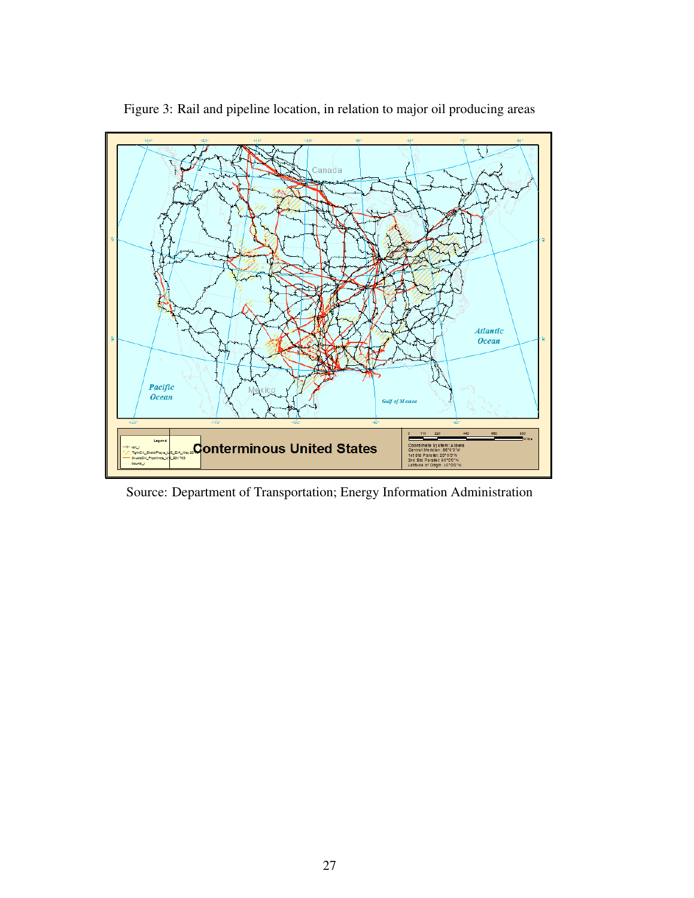Figure 3: Rail and pipeline location, in relation to major oil producing areas

Canada

Atlantic Ocean

Pacific Ocean

Mexico

Gulf of Mexico

Legend

rail_l

TightOil_ShalePlays_US_EIA_May2011

CrudeOil_Pipelines_US_201303

bound_l

Conterminous United States

Coordinate System: Albers
Central Meridian: 96°0'0"W
1st Std Parallel: 20°0'0"N
2nd Std Parallel: 60°0'0"N
Latitude of Origin: 40°0'0"N

Source: Department of Transportation; Energy Information Administration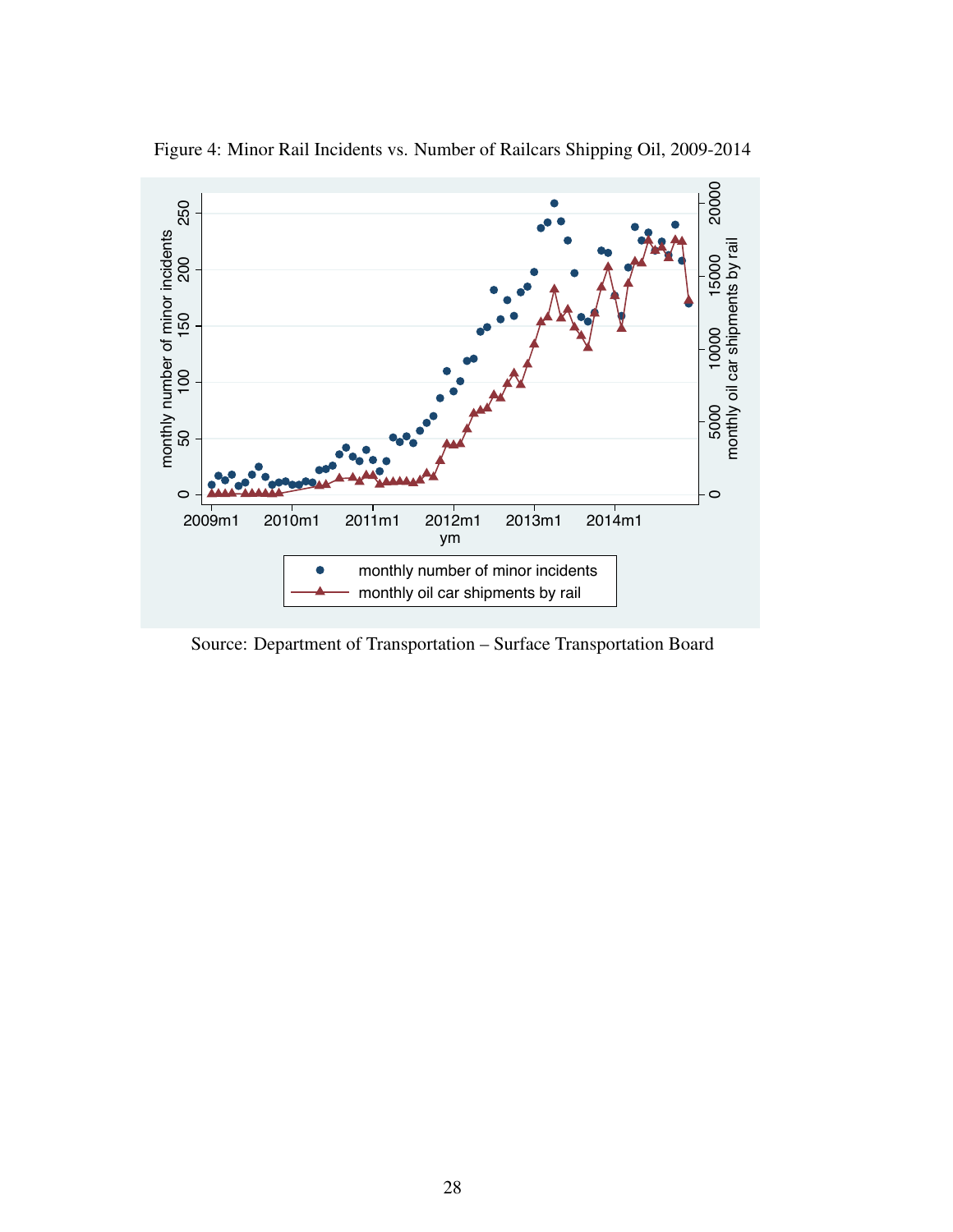Figure 4: Minor Rail Incidents vs. Number of Railcars Shipping Oil, 2009-2014

monthly number of minor incidents

0
50
100
150
200
250

monthly oil car shipments by rail

0
5000
10000
15000
20000

2009m1
2010m1
2011m1
2012m1
2013m1
2014m1

ym

monthly number of minor incidents
monthly oil car shipments by rail

Source: Department of Transportation – Surface Transportation Board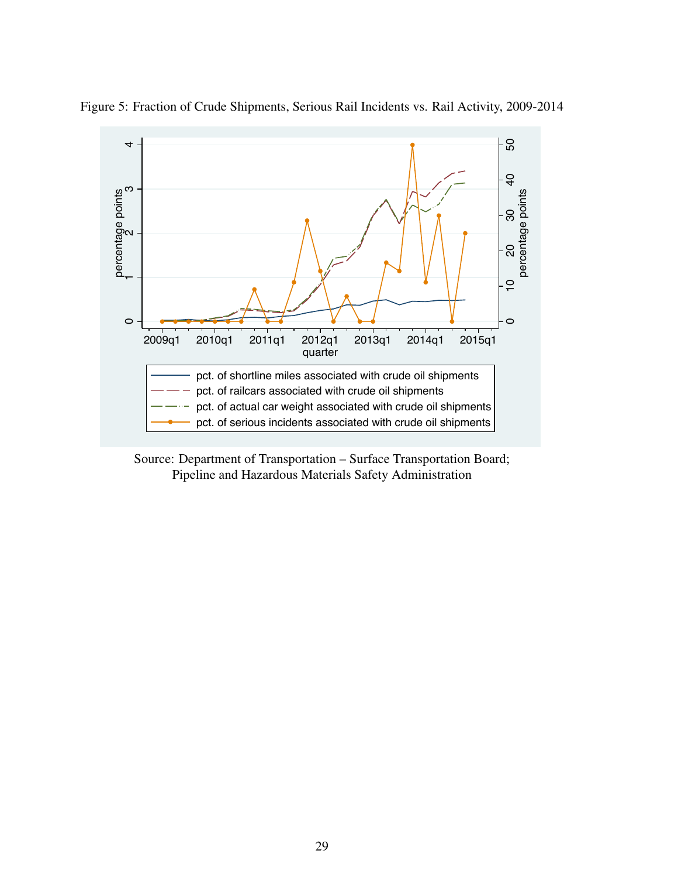Figure 5: Fraction of Crude Shipments, Serious Rail Incidents vs. Rail Activity, 2009-2014

percentage points

0
1
2
3
4

percentage points

0
10
20
30
40
50

2009q1
2010q1
2011q1
2012q1
2013q1
2014q1
2015q1

quarter

pct. of shortline miles associated with crude oil shipments
pct. of railcars associated with crude oil shipments
pct. of actual car weight associated with crude oil shipments
pct. of serious incidents associated with crude oil shipments

Source: Department of Transportation – Surface Transportation Board;
Pipeline and Hazardous Materials Safety Administration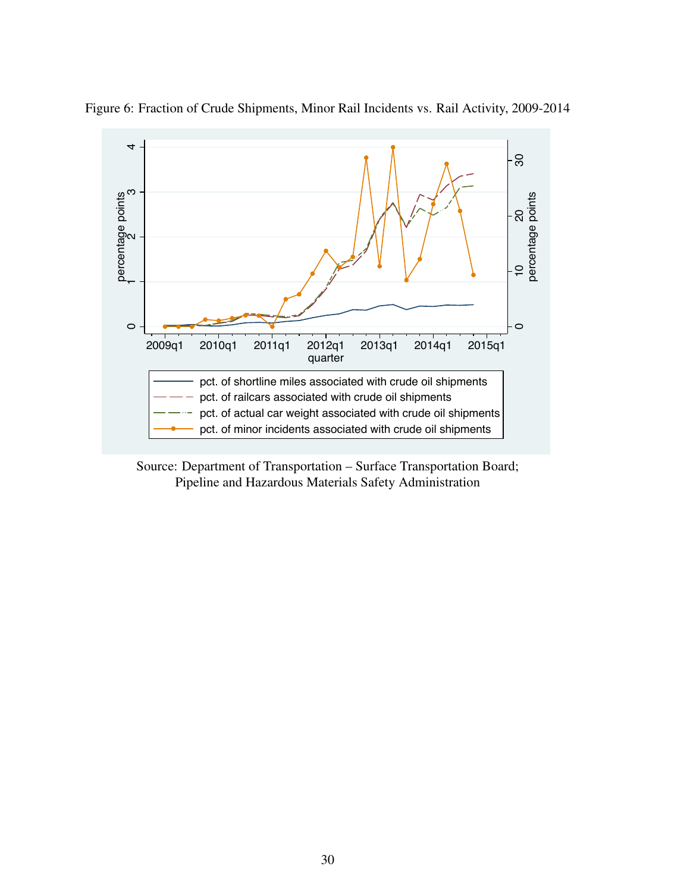Figure 6: Fraction of Crude Shipments, Minor Rail Incidents vs. Rail Activity, 2009-2014

percentage points

0
1
2
3
4

percentage points

0
10
20
30

2009q1
2010q1
2011q1
2012q1
2013q1
2014q1
2015q1

quarter

pct. of shortline miles associated with crude oil shipments
pct. of railcars associated with crude oil shipments
pct. of actual car weight associated with crude oil shipments
pct. of minor incidents associated with crude oil shipments

Source: Department of Transportation – Surface Transportation Board;
Pipeline and Hazardous Materials Safety Administration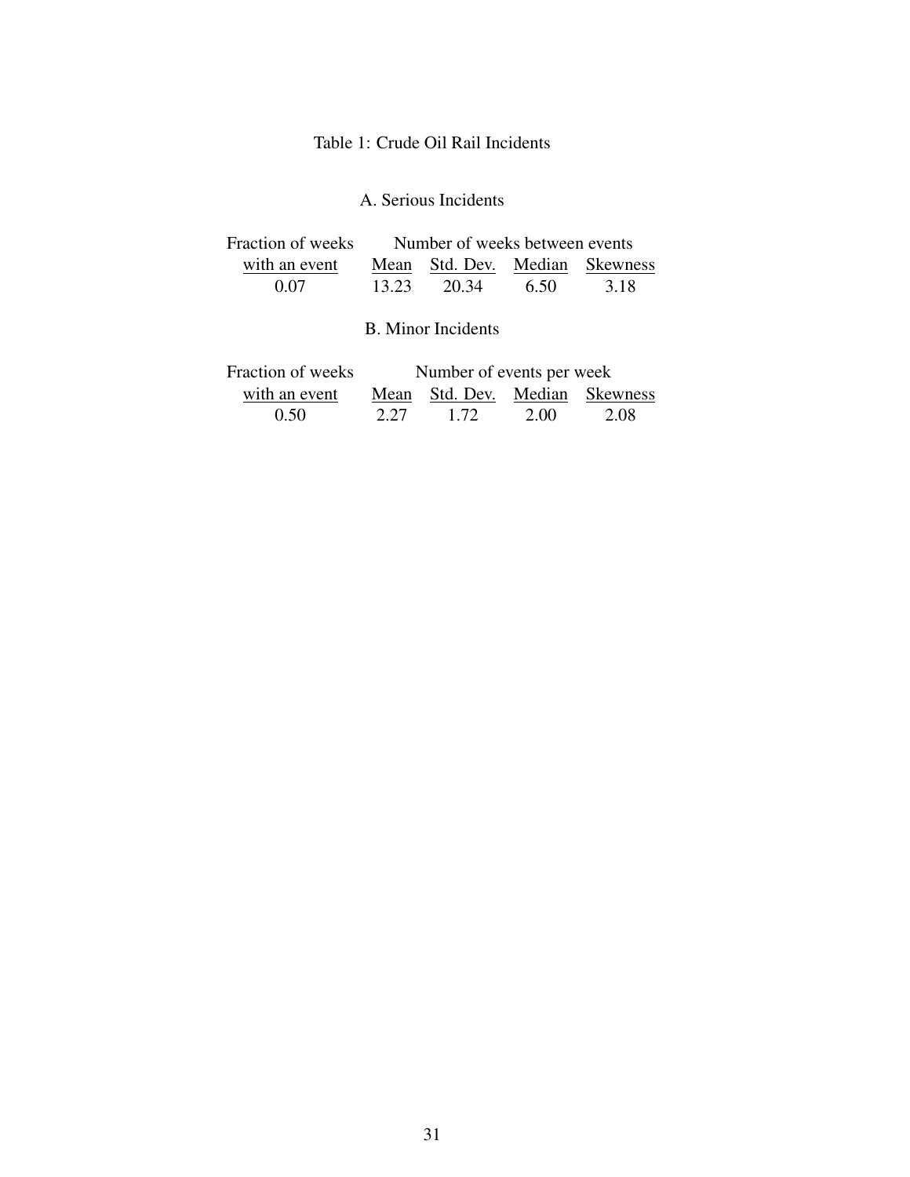Table 1: Crude Oil Rail Incidents

A. Serious Incidents

| Fraction of weeks | Number of weeks between events | | | |
|---|---|---|---|---|
| with an event | Mean | Std. Dev. | Median | Skewness |
| 0.07 | 13.23 | 20.34 | 6.50 | 3.18 |

B. Minor Incidents

| Fraction of weeks | Number of events per week | | | |
|---|---|---|---|---|
| with an event | Mean | Std. Dev. | Median | Skewness |
| 0.50 | 2.27 | 1.72 | 2.00 | 2.08 |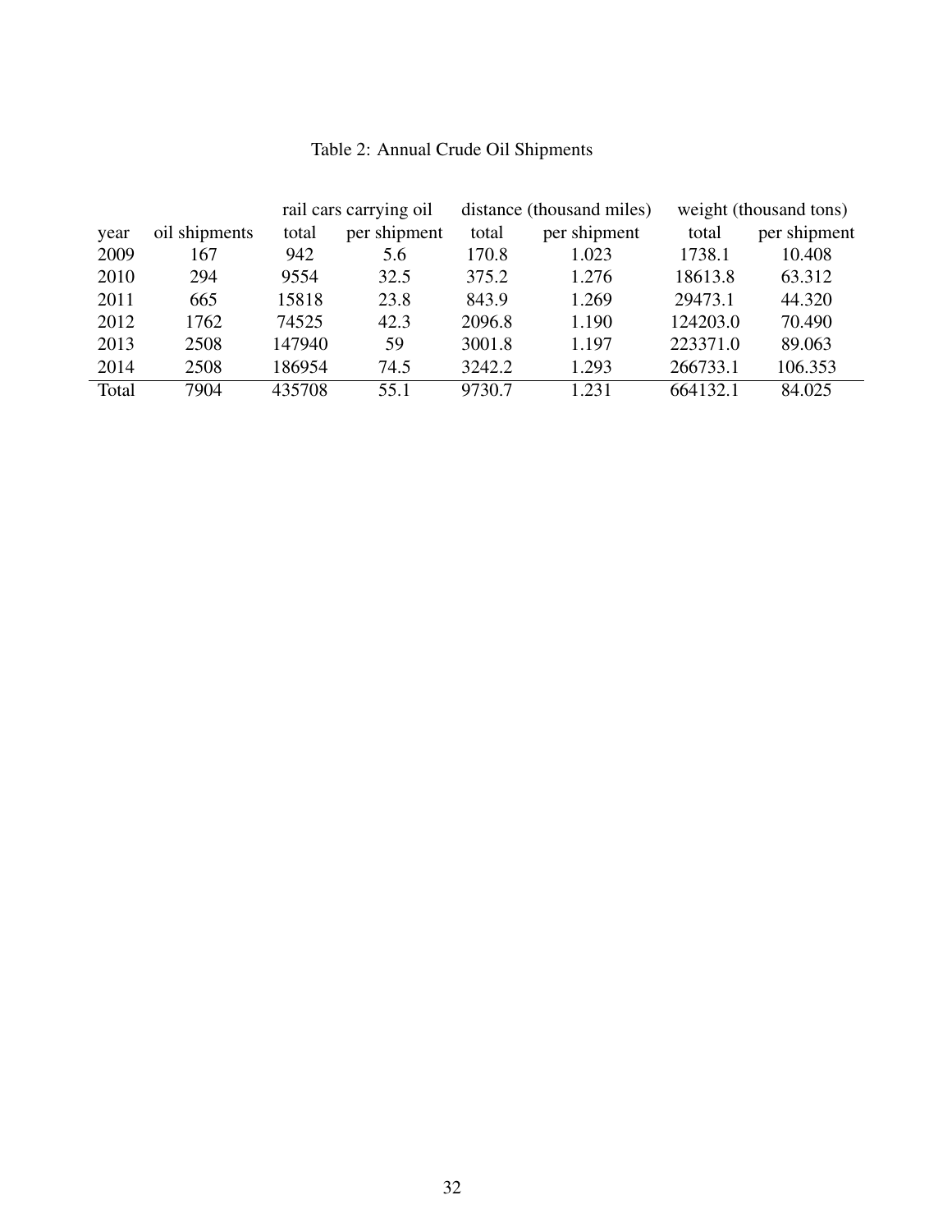Table 2: Annual Crude Oil Shipments

| | | rail cars carrying oil | | distance (thousand miles) | | weight (thousand tons) | |
|---|---|---|---|---|---|---|---|
| year | oil shipments | total | per shipment | total | per shipment | total | per shipment |
| 2009 | 167 | 942 | 5.6 | 170.8 | 1.023 | 1738.1 | 10.408 |
| 2010 | 294 | 9554 | 32.5 | 375.2 | 1.276 | 18613.8 | 63.312 |
| 2011 | 665 | 15818 | 23.8 | 843.9 | 1.269 | 29473.1 | 44.320 |
| 2012 | 1762 | 74525 | 42.3 | 2096.8 | 1.190 | 124203.0 | 70.490 |
| 2013 | 2508 | 147940 | 59 | 3001.8 | 1.197 | 223371.0 | 89.063 |
| 2014 | 2508 | 186954 | 74.5 | 3242.2 | 1.293 | 266733.1 | 106.353 |
| Total | 7904 | 435708 | 55.1 | 9730.7 | 1.231 | 664132.1 | 84.025 |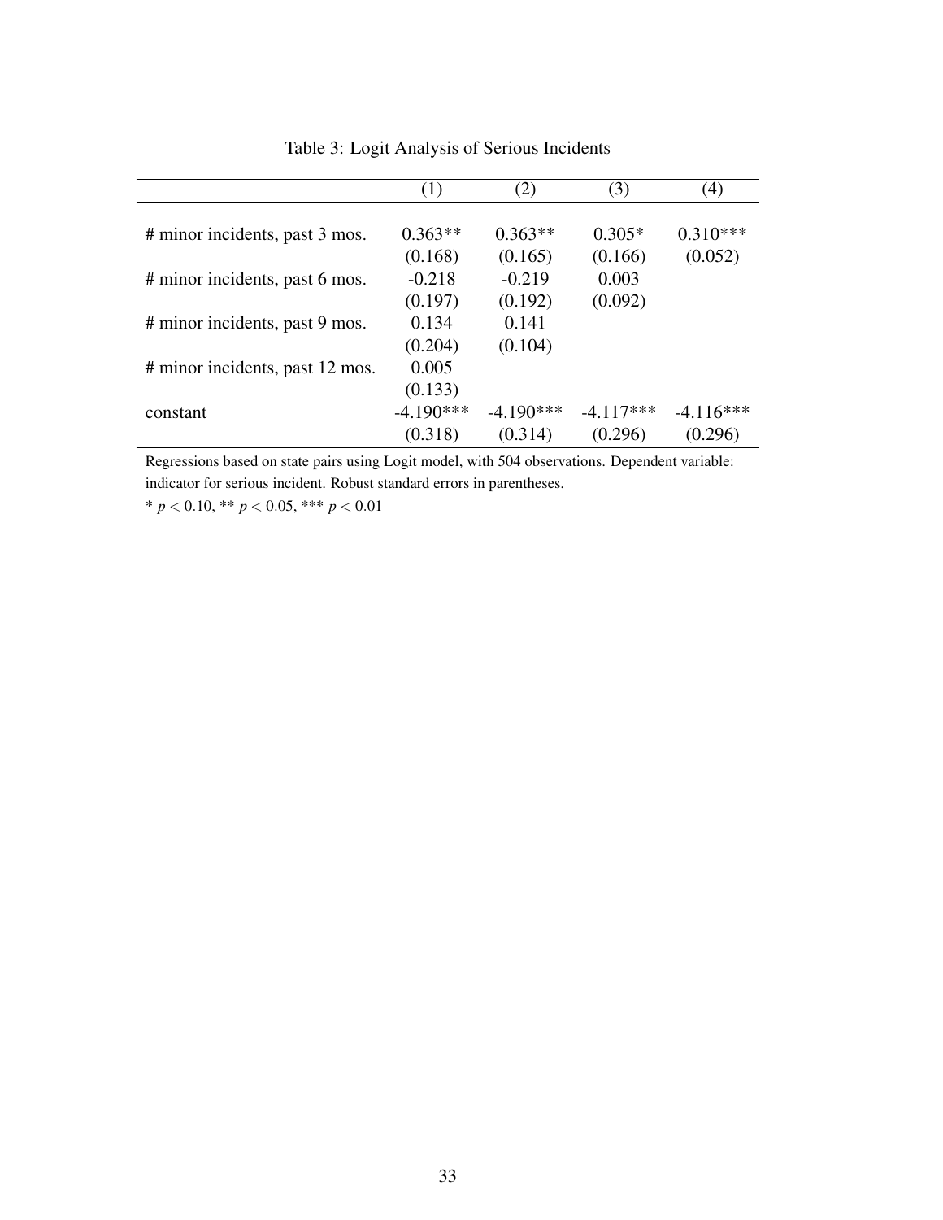Table 3: Logit Analysis of Serious Incidents

| | (1) | (2) | (3) | (4) |
|---|---|---|---|---|
| # minor incidents, past 3 mos. | 0.363** | 0.363** | 0.305* | 0.310*** |
| | (0.168) | (0.165) | (0.166) | (0.052) |
| # minor incidents, past 6 mos. | -0.218 | -0.219 | 0.003 | |
| | (0.197) | (0.192) | (0.092) | |
| # minor incidents, past 9 mos. | 0.134 | 0.141 | | |
| | (0.204) | (0.104) | | |
| # minor incidents, past 12 mos. | 0.005 | | | |
| | (0.133) | | | |
| constant | -4.190*** | -4.190*** | -4.117*** | -4.116*** |
| | (0.318) | (0.314) | (0.296) | (0.296) |

Regressions based on state pairs using Logit model, with 504 observations. Dependent variable: indicator for serious incident. Robust standard errors in parentheses.

* $p < 0.10$, ** $p < 0.05$, *** $p < 0.01$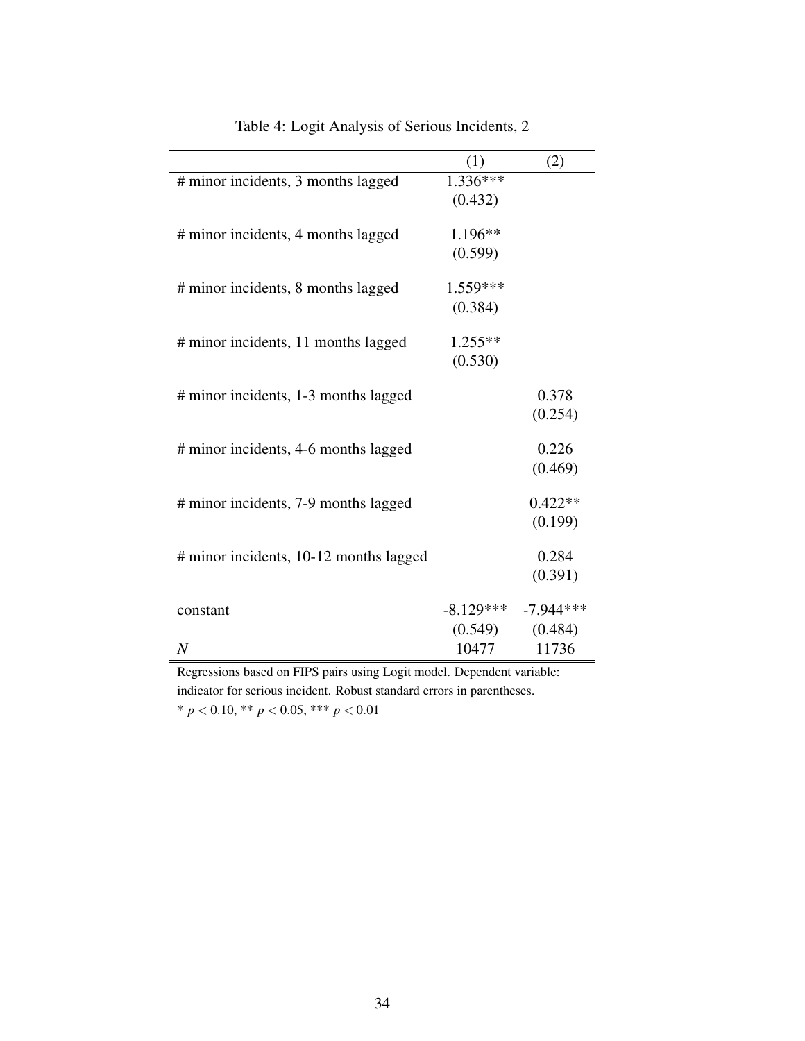Table 4: Logit Analysis of Serious Incidents, 2

| | (1) | (2) |
|---|---|---|
| # minor incidents, 3 months lagged | 1.336*** | |
| | (0.432) | |
| # minor incidents, 4 months lagged | 1.196** | |
| | (0.599) | |
| # minor incidents, 8 months lagged | 1.559*** | |
| | (0.384) | |
| # minor incidents, 11 months lagged | 1.255** | |
| | (0.530) | |
| # minor incidents, 1-3 months lagged | | 0.378 |
| | | (0.254) |
| # minor incidents, 4-6 months lagged | | 0.226 |
| | | (0.469) |
| # minor incidents, 7-9 months lagged | | 0.422** |
| | | (0.199) |
| # minor incidents, 10-12 months lagged | | 0.284 |
| | | (0.391) |
| constant | -8.129*** | -7.944*** |
| | (0.549) | (0.484) |
| *N* | 10477 | 11736 |

Regressions based on FIPS pairs using Logit model. Dependent variable: indicator for serious incident. Robust standard errors in parentheses.

* $p < 0.10$, ** $p < 0.05$, *** $p < 0.01$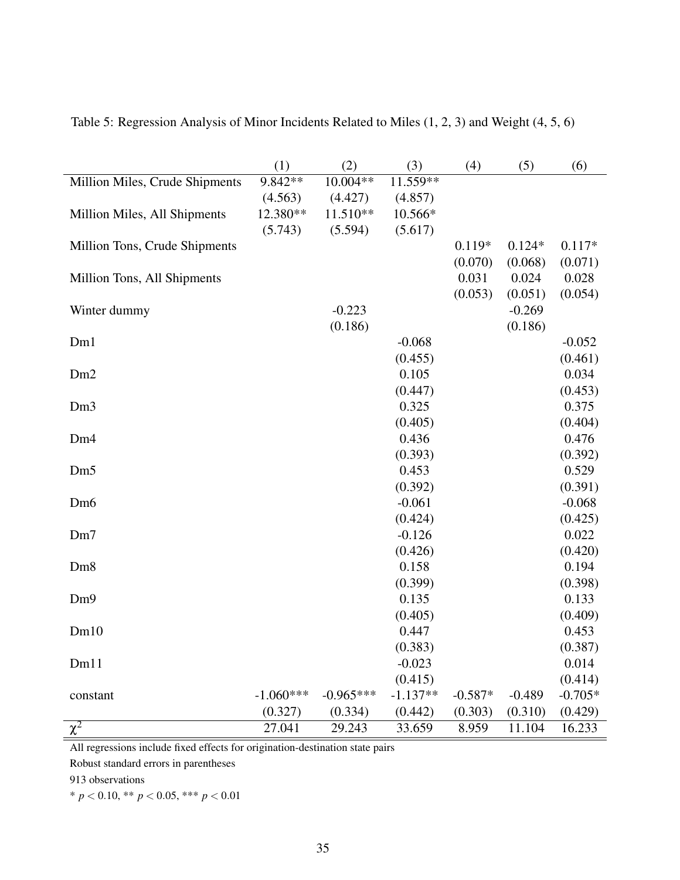Table 5: Regression Analysis of Minor Incidents Related to Miles (1, 2, 3) and Weight (4, 5, 6)

| | (1) | (2) | (3) | (4) | (5) | (6) |
|---|---|---|---|---|---|---|
| Million Miles, Crude Shipments | 9.842** | 10.004** | 11.559** | | | |
| | (4.563) | (4.427) | (4.857) | | | |
| Million Miles, All Shipments | 12.380** | 11.510** | 10.566* | | | |
| | (5.743) | (5.594) | (5.617) | | | |
| Million Tons, Crude Shipments | | | | 0.119* | 0.124* | 0.117* |
| | | | | (0.070) | (0.068) | (0.071) |
| Million Tons, All Shipments | | | | 0.031 | 0.024 | 0.028 |
| | | | | (0.053) | (0.051) | (0.054) |
| Winter dummy | | -0.223 | | | -0.269 | |
| | | (0.186) | | | (0.186) | |
| Dm1 | | | -0.068 | | | -0.052 |
| | | | (0.455) | | | (0.461) |
| Dm2 | | | 0.105 | | | 0.034 |
| | | | (0.447) | | | (0.453) |
| Dm3 | | | 0.325 | | | 0.375 |
| | | | (0.405) | | | (0.404) |
| Dm4 | | | 0.436 | | | 0.476 |
| | | | (0.393) | | | (0.392) |
| Dm5 | | | 0.453 | | | 0.529 |
| | | | (0.392) | | | (0.391) |
| Dm6 | | | -0.061 | | | -0.068 |
| | | | (0.424) | | | (0.425) |
| Dm7 | | | -0.126 | | | 0.022 |
| | | | (0.426) | | | (0.420) |
| Dm8 | | | 0.158 | | | 0.194 |
| | | | (0.399) | | | (0.398) |
| Dm9 | | | 0.135 | | | 0.133 |
| | | | (0.405) | | | (0.409) |
| Dm10 | | | 0.447 | | | 0.453 |
| | | | (0.383) | | | (0.387) |
| Dm11 | | | -0.023 | | | 0.014 |
| | | | (0.415) | | | (0.414) |
| constant | -1.060*** | -0.965*** | -1.137** | -0.587* | -0.489 | -0.705* |
| | (0.327) | (0.334) | (0.442) | (0.303) | (0.310) | (0.429) |
| $\chi^2$ | 27.041 | 29.243 | 33.659 | 8.959 | 11.104 | 16.233 |

All regressions include fixed effects for origination-destination state pairs

Robust standard errors in parentheses

913 observations

* $p < 0.10$, ** $p < 0.05$, *** $p < 0.01$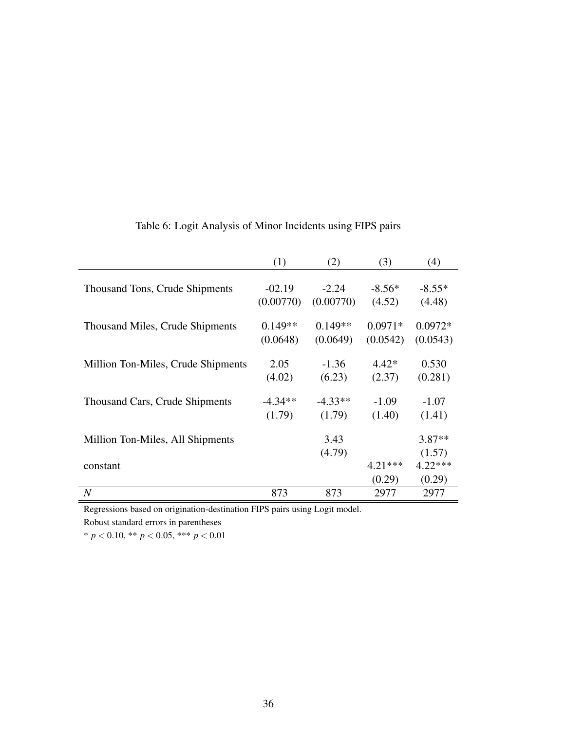Table 6: Logit Analysis of Minor Incidents using FIPS pairs

| | (1) | (2) | (3) | (4) |
|---|---|---|---|---|
| Thousand Tons, Crude Shipments | -02.19 | -2.24 | -8.56* | -8.55* |
| | (0.00770) | (0.00770) | (4.52) | (4.48) |
| Thousand Miles, Crude Shipments | 0.149** | 0.149** | 0.0971* | 0.0972* |
| | (0.0648) | (0.0649) | (0.0542) | (0.0543) |
| Million Ton-Miles, Crude Shipments | 2.05 | -1.36 | 4.42* | 0.530 |
| | (4.02) | (6.23) | (2.37) | (0.281) |
| Thousand Cars, Crude Shipments | -4.34** | -4.33** | -1.09 | -1.07 |
| | (1.79) | (1.79) | (1.40) | (1.41) |
| Million Ton-Miles, All Shipments | | 3.43 | | 3.87** |
| | | (4.79) | | (1.57) |
| constant | | | 4.21*** | 4.22*** |
| | | | (0.29) | (0.29) |
| $N$ | 873 | 873 | 2977 | 2977 |

Regressions based on origination-destination FIPS pairs using Logit model.

Robust standard errors in parentheses

* $p < 0.10$, ** $p < 0.05$, *** $p < 0.01$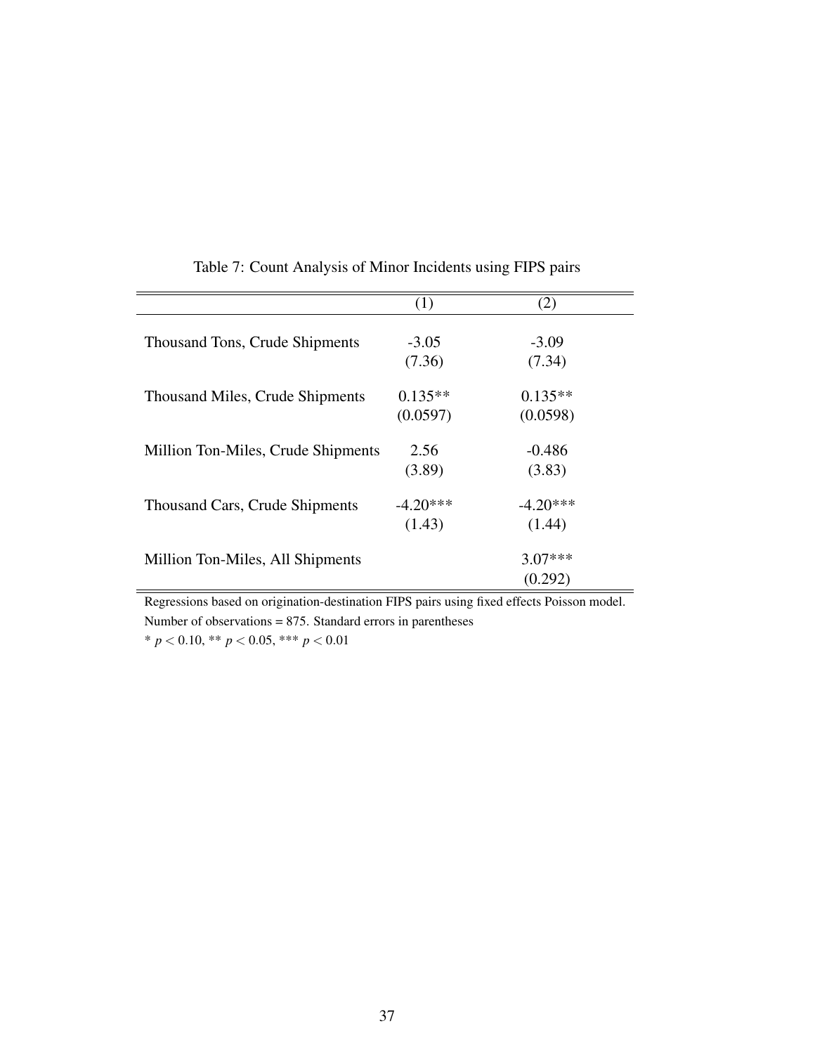Table 7: Count Analysis of Minor Incidents using FIPS pairs

| | (1) | (2) |
|---|---|---|
| Thousand Tons, Crude Shipments | -3.05 | -3.09 |
| | (7.36) | (7.34) |
| Thousand Miles, Crude Shipments | 0.135** | 0.135** |
| | (0.0597) | (0.0598) |
| Million Ton-Miles, Crude Shipments | 2.56 | -0.486 |
| | (3.89) | (3.83) |
| Thousand Cars, Crude Shipments | -4.20*** | -4.20*** |
| | (1.43) | (1.44) |
| Million Ton-Miles, All Shipments | | 3.07*** |
| | | (0.292) |

Regressions based on origination-destination FIPS pairs using fixed effects Poisson model.
Number of observations = 875. Standard errors in parentheses
* $p < 0.10$, ** $p < 0.05$, *** $p < 0.01$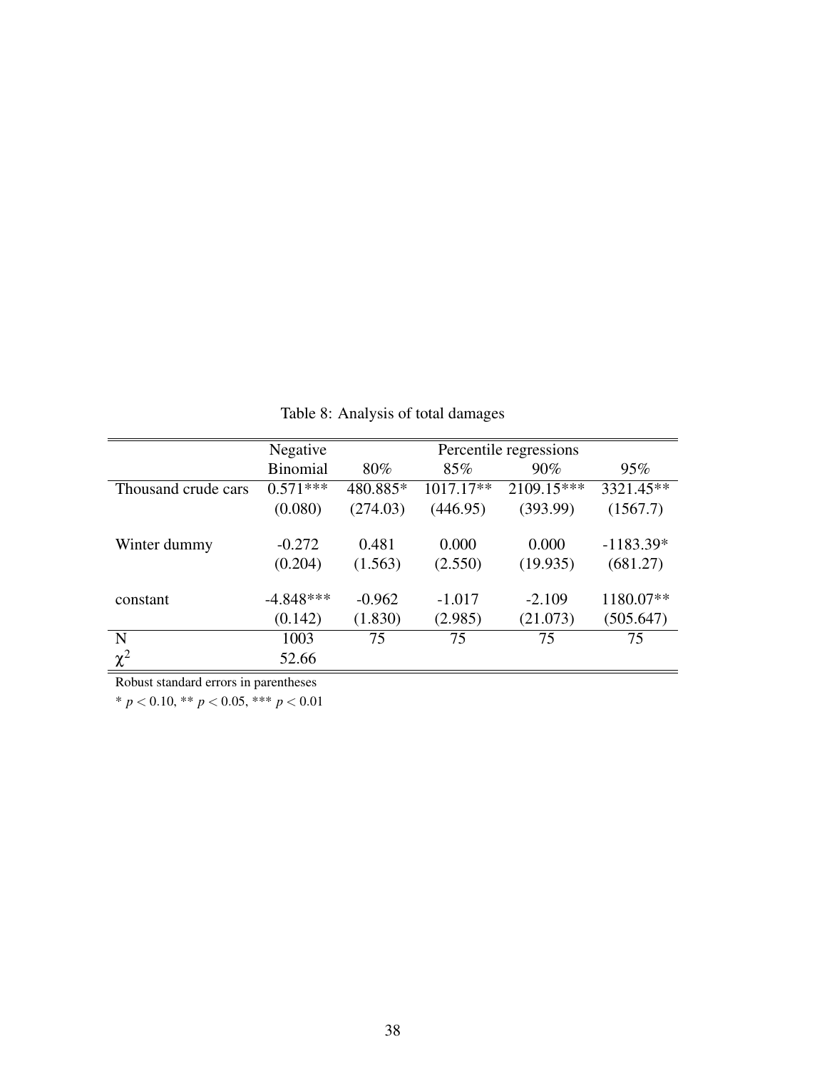Table 8: Analysis of total damages

| | Negative | Percentile regressions | | | |
|---|---|---|---|---|---|
| | Binomial | 80% | 85% | 90% | 95% |
| Thousand crude cars | 0.571*** | 480.885* | 1017.17** | 2109.15*** | 3321.45** |
| | (0.080) | (274.03) | (446.95) | (393.99) | (1567.7) |
| Winter dummy | -0.272 | 0.481 | 0.000 | 0.000 | -1183.39* |
| | (0.204) | (1.563) | (2.550) | (19.935) | (681.27) |
| constant | -4.848*** | -0.962 | -1.017 | -2.109 | 1180.07** |
| | (0.142) | (1.830) | (2.985) | (21.073) | (505.647) |
| N | 1003 | 75 | 75 | 75 | 75 |
| $\chi^2$ | 52.66 | | | | |

Robust standard errors in parentheses

* $p < 0.10$, ** $p < 0.05$, *** $p < 0.01$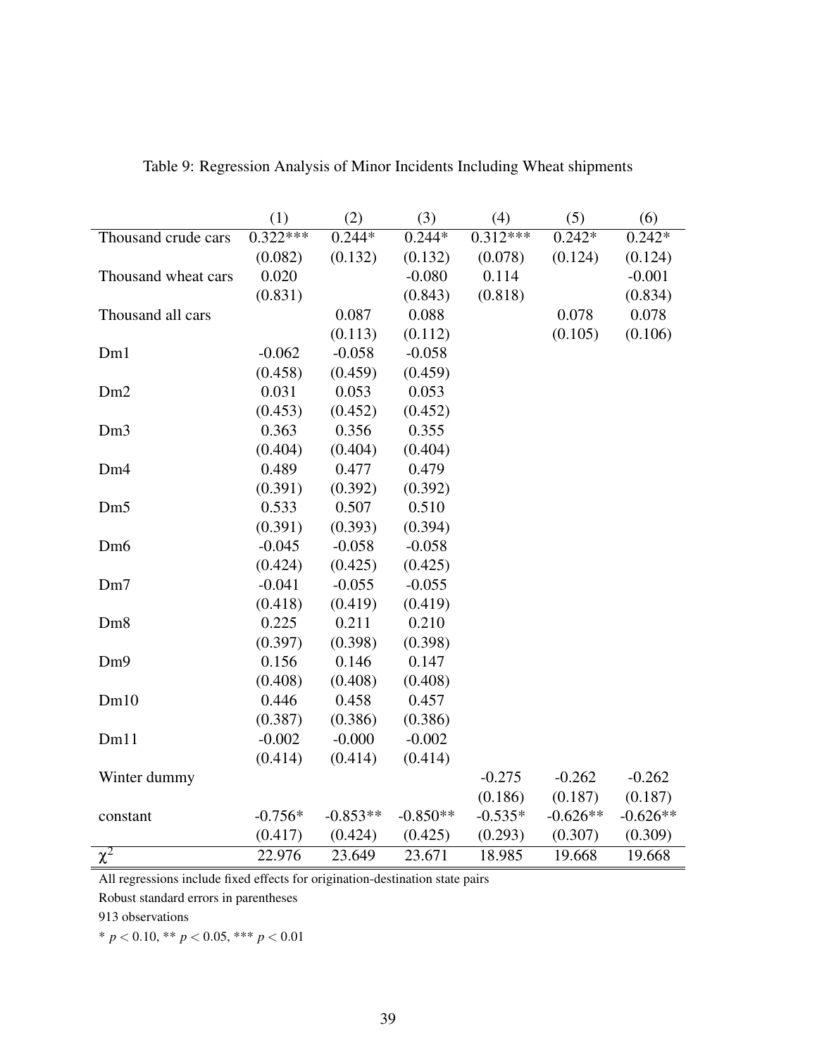Table 9: Regression Analysis of Minor Incidents Including Wheat shipments

| | (1) | (2) | (3) | (4) | (5) | (6) |
|---|---|---|---|---|---|---|
| Thousand crude cars | 0.322*** | 0.244* | 0.244* | 0.312*** | 0.242* | 0.242* |
| | (0.082) | (0.132) | (0.132) | (0.078) | (0.124) | (0.124) |
| Thousand wheat cars | 0.020 | | -0.080 | 0.114 | | -0.001 |
| | (0.831) | | (0.843) | (0.818) | | (0.834) |
| Thousand all cars | | 0.087 | 0.088 | | 0.078 | 0.078 |
| | | (0.113) | (0.112) | | (0.105) | (0.106) |
| Dm1 | -0.062 | -0.058 | -0.058 | | | |
| | (0.458) | (0.459) | (0.459) | | | |
| Dm2 | 0.031 | 0.053 | 0.053 | | | |
| | (0.453) | (0.452) | (0.452) | | | |
| Dm3 | 0.363 | 0.356 | 0.355 | | | |
| | (0.404) | (0.404) | (0.404) | | | |
| Dm4 | 0.489 | 0.477 | 0.479 | | | |
| | (0.391) | (0.392) | (0.392) | | | |
| Dm5 | 0.533 | 0.507 | 0.510 | | | |
| | (0.391) | (0.393) | (0.394) | | | |
| Dm6 | -0.045 | -0.058 | -0.058 | | | |
| | (0.424) | (0.425) | (0.425) | | | |
| Dm7 | -0.041 | -0.055 | -0.055 | | | |
| | (0.418) | (0.419) | (0.419) | | | |
| Dm8 | 0.225 | 0.211 | 0.210 | | | |
| | (0.397) | (0.398) | (0.398) | | | |
| Dm9 | 0.156 | 0.146 | 0.147 | | | |
| | (0.408) | (0.408) | (0.408) | | | |
| Dm10 | 0.446 | 0.458 | 0.457 | | | |
| | (0.387) | (0.386) | (0.386) | | | |
| Dm11 | -0.002 | -0.000 | -0.002 | | | |
| | (0.414) | (0.414) | (0.414) | | | |
| Winter dummy | | | | -0.275 | -0.262 | -0.262 |
| | | | | (0.186) | (0.187) | (0.187) |
| constant | -0.756* | -0.853** | -0.850** | -0.535* | -0.626** | -0.626** |
| | (0.417) | (0.424) | (0.425) | (0.293) | (0.307) | (0.309) |
| $\chi^2$ | 22.976 | 23.649 | 23.671 | 18.985 | 19.668 | 19.668 |

All regressions include fixed effects for origination-destination state pairs

Robust standard errors in parentheses

913 observations

* $p < 0.10$, ** $p < 0.05$, *** $p < 0.01$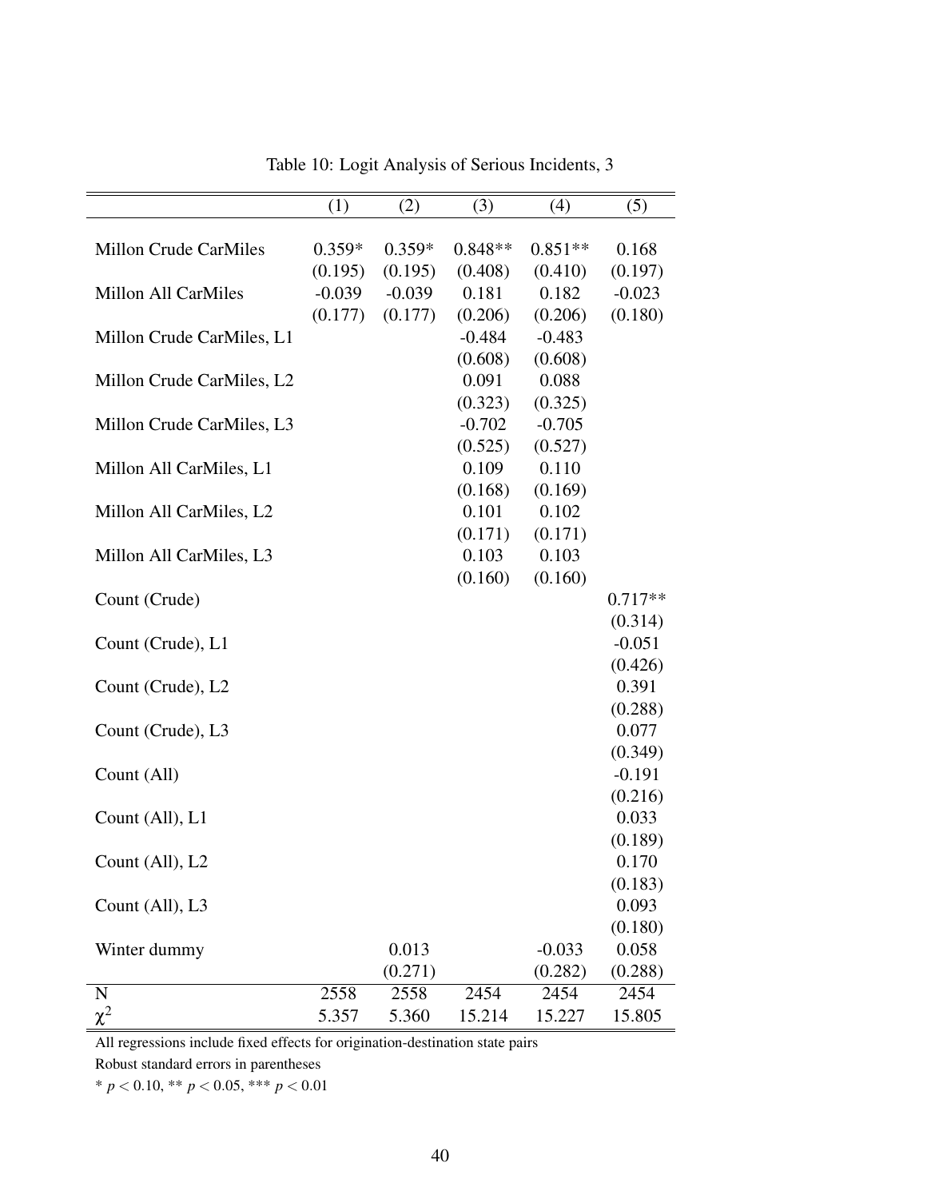Table 10: Logit Analysis of Serious Incidents, 3

| | (1) | (2) | (3) | (4) | (5) |
|---|---|---|---|---|---|
| Millon Crude CarMiles | 0.359* | 0.359* | 0.848** | 0.851** | 0.168 |
| | (0.195) | (0.195) | (0.408) | (0.410) | (0.197) |
| Millon All CarMiles | -0.039 | -0.039 | 0.181 | 0.182 | -0.023 |
| | (0.177) | (0.177) | (0.206) | (0.206) | (0.180) |
| Millon Crude CarMiles, L1 | | | -0.484 | -0.483 | |
| | | | (0.608) | (0.608) | |
| Millon Crude CarMiles, L2 | | | 0.091 | 0.088 | |
| | | | (0.323) | (0.325) | |
| Millon Crude CarMiles, L3 | | | -0.702 | -0.705 | |
| | | | (0.525) | (0.527) | |
| Millon All CarMiles, L1 | | | 0.109 | 0.110 | |
| | | | (0.168) | (0.169) | |
| Millon All CarMiles, L2 | | | 0.101 | 0.102 | |
| | | | (0.171) | (0.171) | |
| Millon All CarMiles, L3 | | | 0.103 | 0.103 | |
| | | | (0.160) | (0.160) | |
| Count (Crude) | | | | | 0.717** |
| | | | | | (0.314) |
| Count (Crude), L1 | | | | | -0.051 |
| | | | | | (0.426) |
| Count (Crude), L2 | | | | | 0.391 |
| | | | | | (0.288) |
| Count (Crude), L3 | | | | | 0.077 |
| | | | | | (0.349) |
| Count (All) | | | | | -0.191 |
| | | | | | (0.216) |
| Count (All), L1 | | | | | 0.033 |
| | | | | | (0.189) |
| Count (All), L2 | | | | | 0.170 |
| | | | | | (0.183) |
| Count (All), L3 | | | | | 0.093 |
| | | | | | (0.180) |
| Winter dummy | | 0.013 | | -0.033 | 0.058 |
| | | (0.271) | | (0.282) | (0.288) |
| N | 2558 | 2558 | 2454 | 2454 | 2454 |
| $\chi^2$ | 5.357 | 5.360 | 15.214 | 15.227 | 15.805 |

All regressions include fixed effects for origination-destination state pairs

Robust standard errors in parentheses

* $p < 0.10$, ** $p < 0.05$, *** $p < 0.01$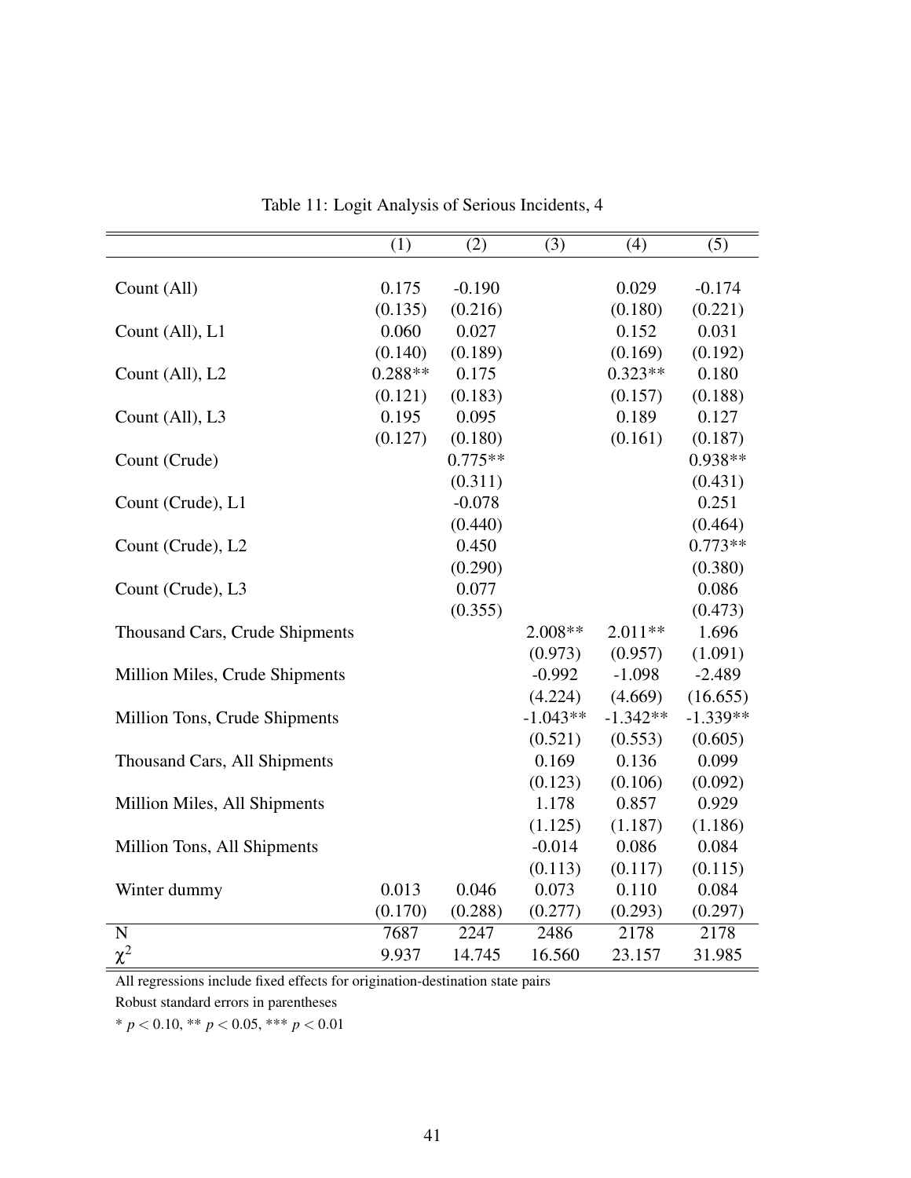Table 11: Logit Analysis of Serious Incidents, 4

| | (1) | (2) | (3) | (4) | (5) |
|---|---|---|---|---|---|
| Count (All) | 0.175 | -0.190 | | 0.029 | -0.174 |
| | (0.135) | (0.216) | | (0.180) | (0.221) |
| Count (All), L1 | 0.060 | 0.027 | | 0.152 | 0.031 |
| | (0.140) | (0.189) | | (0.169) | (0.192) |
| Count (All), L2 | 0.288** | 0.175 | | 0.323** | 0.180 |
| | (0.121) | (0.183) | | (0.157) | (0.188) |
| Count (All), L3 | 0.195 | 0.095 | | 0.189 | 0.127 |
| | (0.127) | (0.180) | | (0.161) | (0.187) |
| Count (Crude) | | 0.775** | | | 0.938** |
| | | (0.311) | | | (0.431) |
| Count (Crude), L1 | | -0.078 | | | 0.251 |
| | | (0.440) | | | (0.464) |
| Count (Crude), L2 | | 0.450 | | | 0.773** |
| | | (0.290) | | | (0.380) |
| Count (Crude), L3 | | 0.077 | | | 0.086 |
| | | (0.355) | | | (0.473) |
| Thousand Cars, Crude Shipments | | | 2.008** | 2.011** | 1.696 |
| | | | (0.973) | (0.957) | (1.091) |
| Million Miles, Crude Shipments | | | -0.992 | -1.098 | -2.489 |
| | | | (4.224) | (4.669) | (16.655) |
| Million Tons, Crude Shipments | | | -1.043** | -1.342** | -1.339** |
| | | | (0.521) | (0.553) | (0.605) |
| Thousand Cars, All Shipments | | | 0.169 | 0.136 | 0.099 |
| | | | (0.123) | (0.106) | (0.092) |
| Million Miles, All Shipments | | | 1.178 | 0.857 | 0.929 |
| | | | (1.125) | (1.187) | (1.186) |
| Million Tons, All Shipments | | | -0.014 | 0.086 | 0.084 |
| | | | (0.113) | (0.117) | (0.115) |
| Winter dummy | 0.013 | 0.046 | 0.073 | 0.110 | 0.084 |
| | (0.170) | (0.288) | (0.277) | (0.293) | (0.297) |
| N | 7687 | 2247 | 2486 | 2178 | 2178 |
| $\chi^2$ | 9.937 | 14.745 | 16.560 | 23.157 | 31.985 |

All regressions include fixed effects for origination-destination state pairs

Robust standard errors in parentheses

* $p < 0.10$, ** $p < 0.05$, *** $p < 0.01$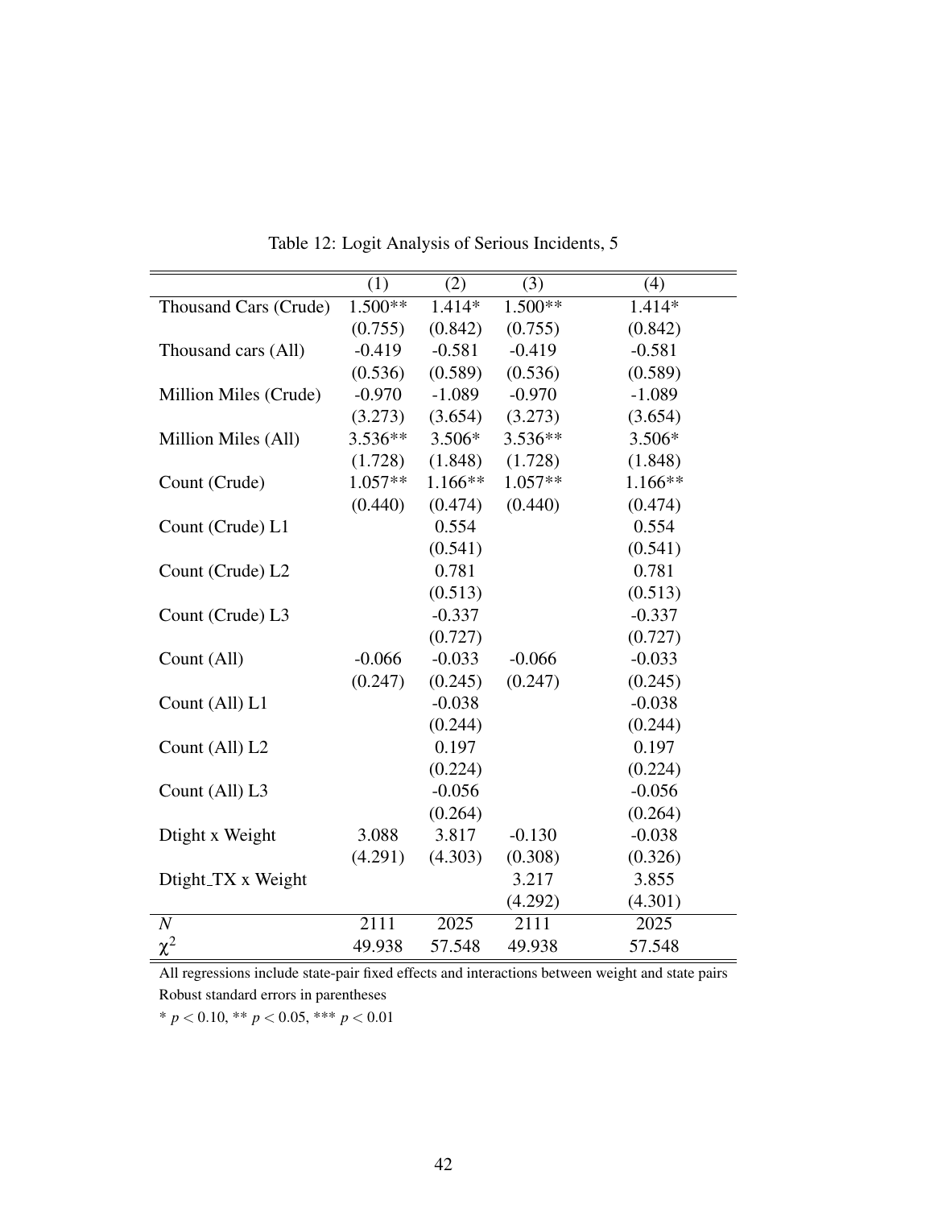Table 12: Logit Analysis of Serious Incidents, 5

| | (1) | (2) | (3) | (4) |
|---|---|---|---|---|
| Thousand Cars (Crude) | 1.500** | 1.414* | 1.500** | 1.414* |
| | (0.755) | (0.842) | (0.755) | (0.842) |
| Thousand cars (All) | -0.419 | -0.581 | -0.419 | -0.581 |
| | (0.536) | (0.589) | (0.536) | (0.589) |
| Million Miles (Crude) | -0.970 | -1.089 | -0.970 | -1.089 |
| | (3.273) | (3.654) | (3.273) | (3.654) |
| Million Miles (All) | 3.536** | 3.506* | 3.536** | 3.506* |
| | (1.728) | (1.848) | (1.728) | (1.848) |
| Count (Crude) | 1.057** | 1.166** | 1.057** | 1.166** |
| | (0.440) | (0.474) | (0.440) | (0.474) |
| Count (Crude) L1 | | 0.554 | | 0.554 |
| | | (0.541) | | (0.541) |
| Count (Crude) L2 | | 0.781 | | 0.781 |
| | | (0.513) | | (0.513) |
| Count (Crude) L3 | | -0.337 | | -0.337 |
| | | (0.727) | | (0.727) |
| Count (All) | -0.066 | -0.033 | -0.066 | -0.033 |
| | (0.247) | (0.245) | (0.247) | (0.245) |
| Count (All) L1 | | -0.038 | | -0.038 |
| | | (0.244) | | (0.244) |
| Count (All) L2 | | 0.197 | | 0.197 |
| | | (0.224) | | (0.224) |
| Count (All) L3 | | -0.056 | | -0.056 |
| | | (0.264) | | (0.264) |
| Dtight x Weight | 3.088 | 3.817 | -0.130 | -0.038 |
| | (4.291) | (4.303) | (0.308) | (0.326) |
| Dtight_TX x Weight | | | 3.217 | 3.855 |
| | | | (4.292) | (4.301) |
| $N$ | 2111 | 2025 | 2111 | 2025 |
| $\chi^2$ | 49.938 | 57.548 | 49.938 | 57.548 |

All regressions include state-pair fixed effects and interactions between weight and state pairs

Robust standard errors in parentheses

\* $p < 0.10$, ** $p < 0.05$, *** $p < 0.01$